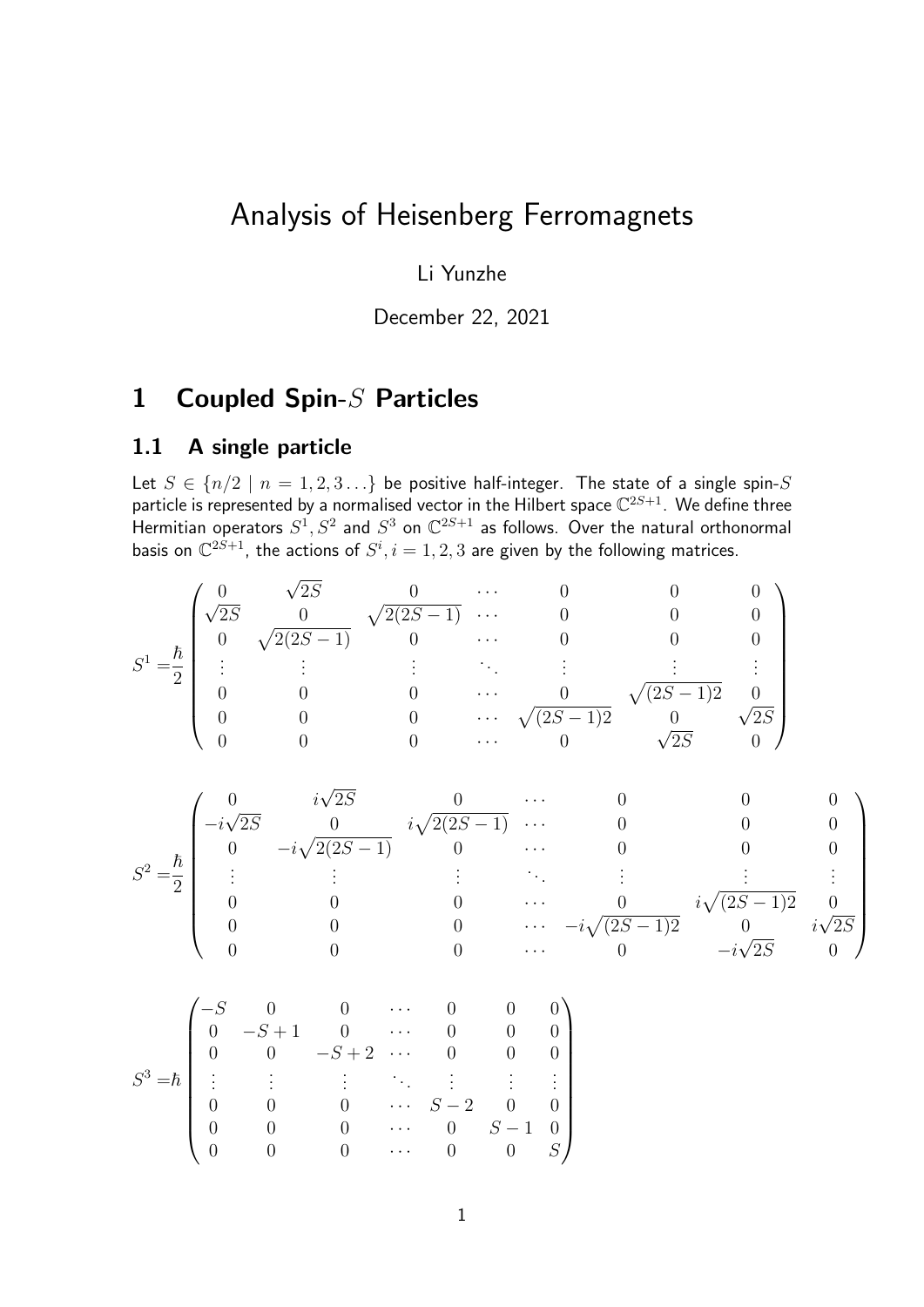# Analysis of Heisenberg Ferromagnets

Li Yunzhe

December 22, 2021

## 1 Coupled Spin-$S$ Particles

### 1.1 A single particle

Let $S \in \{n/2 \mid n = 1, 2, 3 \ldots\}$ be positive half-integer. The state of a single spin-$S$ particle is represented by a normalised vector in the Hilbert space $\mathbb{C}^{2S+1}$. We define three Hermitian operators $S^1, S^2$ and $S^3$ on $\mathbb{C}^{2S+1}$ as follows. Over the natural orthonormal basis on $\mathbb{C}^{2S+1}$, the actions of $S^i, i = 1, 2, 3$ are given by the following matrices.

$$S^1 = \frac{\hbar}{2} \begin{pmatrix} 0 & \sqrt{2S} & 0 & \cdots & 0 & 0 & 0 \\ \sqrt{2S} & 0 & \sqrt{2(2S-1)} & \cdots & 0 & 0 & 0 \\ 0 & \sqrt{2(2S-1)} & 0 & \cdots & 0 & 0 & 0 \\ \vdots & \vdots & \vdots & \ddots & \vdots & \vdots & \vdots \\ 0 & 0 & 0 & \cdots & 0 & \sqrt{(2S-1)2} & 0 \\ 0 & 0 & 0 & \cdots & \sqrt{(2S-1)2} & 0 & \sqrt{2S} \\ 0 & 0 & 0 & \cdots & 0 & \sqrt{2S} & 0 \end{pmatrix}$$

$$S^2 = \frac{\hbar}{2} \begin{pmatrix} 0 & i\sqrt{2S} & 0 & \cdots & 0 & 0 & 0 \\ -i\sqrt{2S} & 0 & i\sqrt{2(2S-1)} & \cdots & 0 & 0 & 0 \\ 0 & -i\sqrt{2(2S-1)} & 0 & \cdots & 0 & 0 & 0 \\ \vdots & \vdots & \vdots & \ddots & \vdots & \vdots & \vdots \\ 0 & 0 & 0 & \cdots & 0 & i\sqrt{(2S-1)2} & 0 \\ 0 & 0 & 0 & \cdots & -i\sqrt{(2S-1)2} & 0 & i\sqrt{2S} \\ 0 & 0 & 0 & \cdots & 0 & -i\sqrt{2S} & 0 \end{pmatrix}$$

$$S^3 = \hbar \begin{pmatrix} -S & 0 & 0 & \cdots & 0 & 0 & 0 \\ 0 & -S+1 & 0 & \cdots & 0 & 0 & 0 \\ 0 & 0 & -S+2 & \cdots & 0 & 0 & 0 \\ \vdots & \vdots & \vdots & \ddots & \vdots & \vdots & \vdots \\ 0 & 0 & 0 & \cdots & S-2 & 0 & 0 \\ 0 & 0 & 0 & \cdots & 0 & S-1 & 0 \\ 0 & 0 & 0 & \cdots & 0 & 0 & S \end{pmatrix}$$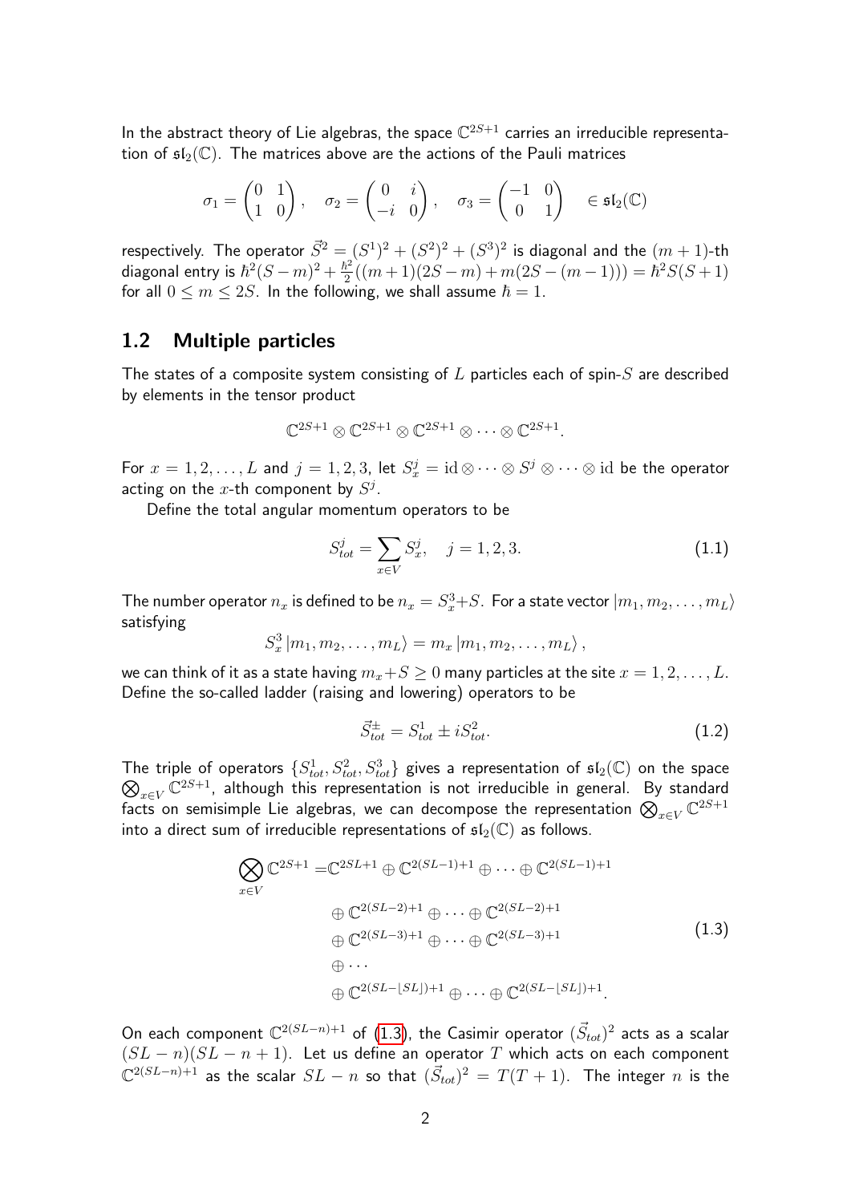In the abstract theory of Lie algebras, the space $\mathbb{C}^{2S+1}$ carries an irreducible representation of $\mathfrak{sl}_2(\mathbb{C})$. The matrices above are the actions of the Pauli matrices

$$\sigma_1 = \begin{pmatrix} 0 & 1 \\ 1 & 0 \end{pmatrix}, \quad \sigma_2 = \begin{pmatrix} 0 & i \\ -i & 0 \end{pmatrix}, \quad \sigma_3 = \begin{pmatrix} -1 & 0 \\ 0 & 1 \end{pmatrix} \quad \in \mathfrak{sl}_2(\mathbb{C})$$

respectively. The operator $\vec{S}^2 = (S^1)^2 + (S^2)^2 + (S^3)^2$ is diagonal and the $(m+1)$-th diagonal entry is $\hbar^2(S-m)^2 + \frac{\hbar^2}{2}((m+1)(2S-m) + m(2S-(m-1))) = \hbar^2 S(S+1)$ for all $0 \leq m \leq 2S$. In the following, we shall assume $\hbar = 1$.

## 1.2 Multiple particles

The states of a composite system consisting of $L$ particles each of spin-$S$ are described by elements in the tensor product

$$\mathbb{C}^{2S+1} \otimes \mathbb{C}^{2S+1} \otimes \mathbb{C}^{2S+1} \otimes \cdots \otimes \mathbb{C}^{2S+1}.$$

For $x = 1, 2, \ldots, L$ and $j = 1, 2, 3$, let $S_x^j = \mathrm{id} \otimes \cdots \otimes S^j \otimes \cdots \otimes \mathrm{id}$ be the operator acting on the $x$-th component by $S^j$.

Define the total angular momentum operators to be

$$S_{tot}^j = \sum_{x \in V} S_x^j, \quad j = 1, 2, 3. \tag{1.1}$$

The number operator $n_x$ is defined to be $n_x = S_x^3 + S$. For a state vector $|m_1, m_2, \ldots, m_L\rangle$ satisfying

$$S_x^3 |m_1, m_2, \ldots, m_L\rangle = m_x |m_1, m_2, \ldots, m_L\rangle,$$

we can think of it as a state having $m_x + S \geq 0$ many particles at the site $x = 1, 2, \ldots, L$. Define the so-called ladder (raising and lowering) operators to be

$$\vec{S}_{tot}^{\pm} = S_{tot}^1 \pm i S_{tot}^2. \tag{1.2}$$

The triple of operators $\{S_{tot}^1, S_{tot}^2, S_{tot}^3\}$ gives a representation of $\mathfrak{sl}_2(\mathbb{C})$ on the space $\bigotimes_{x \in V} \mathbb{C}^{2S+1}$, although this representation is not irreducible in general. By standard facts on semisimple Lie algebras, we can decompose the representation $\bigotimes_{x \in V} \mathbb{C}^{2S+1}$ into a direct sum of irreducible representations of $\mathfrak{sl}_2(\mathbb{C})$ as follows.

$$\begin{aligned}
\bigotimes_{x \in V} \mathbb{C}^{2S+1} = & \mathbb{C}^{2SL+1} \oplus \mathbb{C}^{2(SL-1)+1} \oplus \cdots \oplus \mathbb{C}^{2(SL-1)+1} \\
& \oplus \mathbb{C}^{2(SL-2)+1} \oplus \cdots \oplus \mathbb{C}^{2(SL-2)+1} \\
& \oplus \mathbb{C}^{2(SL-3)+1} \oplus \cdots \oplus \mathbb{C}^{2(SL-3)+1} \\
& \oplus \cdots \\
& \oplus \mathbb{C}^{2(SL-\lfloor SL \rfloor)+1} \oplus \cdots \oplus \mathbb{C}^{2(SL-\lfloor SL \rfloor)+1}.
\end{aligned} \tag{1.3}$$

On each component $\mathbb{C}^{2(SL-n)+1}$ of (1.3), the Casimir operator $(\vec{S}_{tot})^2$ acts as a scalar $(SL-n)(SL-n+1)$. Let us define an operator $T$ which acts on each component $\mathbb{C}^{2(SL-n)+1}$ as the scalar $SL-n$ so that $(\vec{S}_{tot})^2 = T(T+1)$. The integer $n$ is the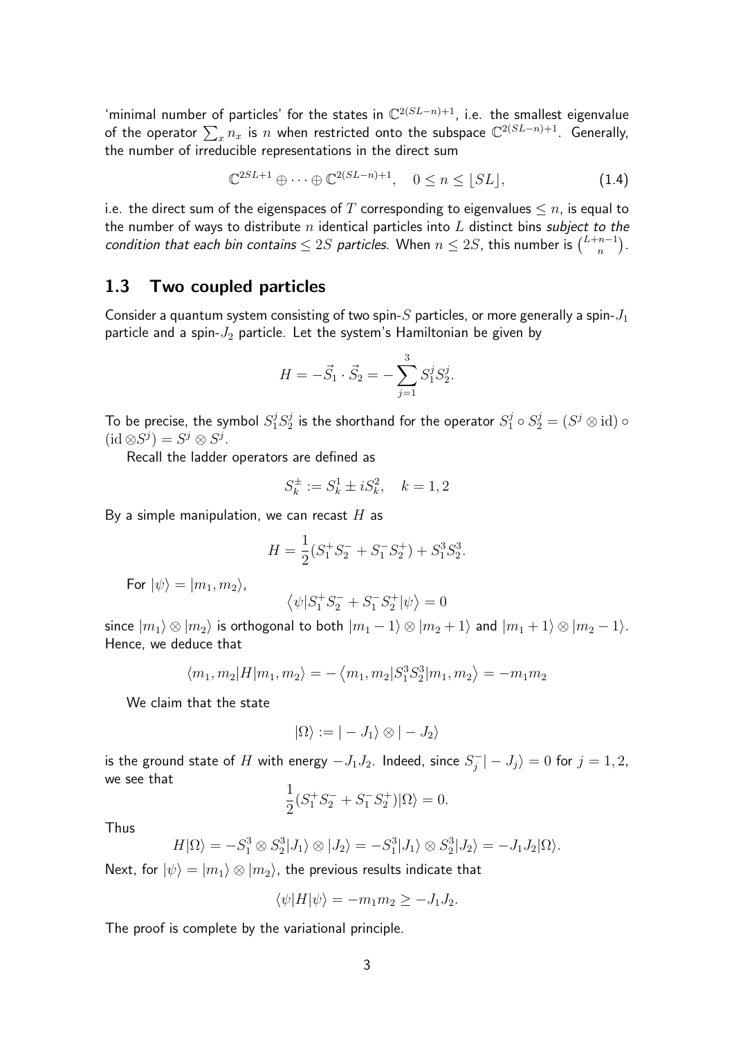'minimal number of particles' for the states in $\mathbb{C}^{2(SL-n)+1}$, i.e. the smallest eigenvalue of the operator $\sum_x n_x$ is $n$ when restricted onto the subspace $\mathbb{C}^{2(SL-n)+1}$. Generally, the number of irreducible representations in the direct sum

$$\mathbb{C}^{2SL+1} \oplus \cdots \oplus \mathbb{C}^{2(SL-n)+1}, \quad 0 \leq n \leq \lfloor SL \rfloor, \tag{1.4}$$

i.e. the direct sum of the eigenspaces of $T$ corresponding to eigenvalues $\leq n$, is equal to the number of ways to distribute $n$ identical particles into $L$ distinct bins *subject to the condition that each bin contains $\leq 2S$ particles*. When $n \leq 2S$, this number is $\binom{L+n-1}{n}$.

## 1.3 Two coupled particles

Consider a quantum system consisting of two spin-$S$ particles, or more generally a spin-$J_1$ particle and a spin-$J_2$ particle. Let the system's Hamiltonian be given by

$$H = -\vec{S}_1 \cdot \vec{S}_2 = -\sum_{j=1}^{3} S_1^j S_2^j.$$

To be precise, the symbol $S_1^j S_2^j$ is the shorthand for the operator $S_1^j \circ S_2^j = (S^j \otimes \mathrm{id}) \circ (\mathrm{id} \otimes S^j) = S^j \otimes S^j$.

Recall the ladder operators are defined as

$$S_k^{\pm} := S_k^1 \pm i S_k^2, \quad k = 1, 2$$

By a simple manipulation, we can recast $H$ as

$$H = \frac{1}{2}(S_1^+ S_2^- + S_1^- S_2^+) + S_1^3 S_2^3.$$

For $|\psi\rangle = |m_1, m_2\rangle$,

$$\langle \psi | S_1^+ S_2^- + S_1^- S_2^+ | \psi \rangle = 0$$

since $|m_1\rangle \otimes |m_2\rangle$ is orthogonal to both $|m_1 - 1\rangle \otimes |m_2 + 1\rangle$ and $|m_1 + 1\rangle \otimes |m_2 - 1\rangle$. Hence, we deduce that

$$\langle m_1, m_2 | H | m_1, m_2 \rangle = -\langle m_1, m_2 | S_1^3 S_2^3 | m_1, m_2 \rangle = -m_1 m_2$$

We claim that the state

$$|\Omega\rangle := |-J_1\rangle \otimes |-J_2\rangle$$

is the ground state of $H$ with energy $-J_1 J_2$. Indeed, since $S_j^- |-J_j\rangle = 0$ for $j = 1, 2$, we see that

$$\frac{1}{2}(S_1^+ S_2^- + S_1^- S_2^+)|\Omega\rangle = 0.$$

Thus

$$H|\Omega\rangle = -S_1^3 \otimes S_2^3 |J_1\rangle \otimes |J_2\rangle = -S_1^3 |J_1\rangle \otimes S_2^3 |J_2\rangle = -J_1 J_2 |\Omega\rangle.$$

Next, for $|\psi\rangle = |m_1\rangle \otimes |m_2\rangle$, the previous results indicate that

$$\langle \psi | H | \psi \rangle = -m_1 m_2 \geq -J_1 J_2.$$

The proof is complete by the variational principle.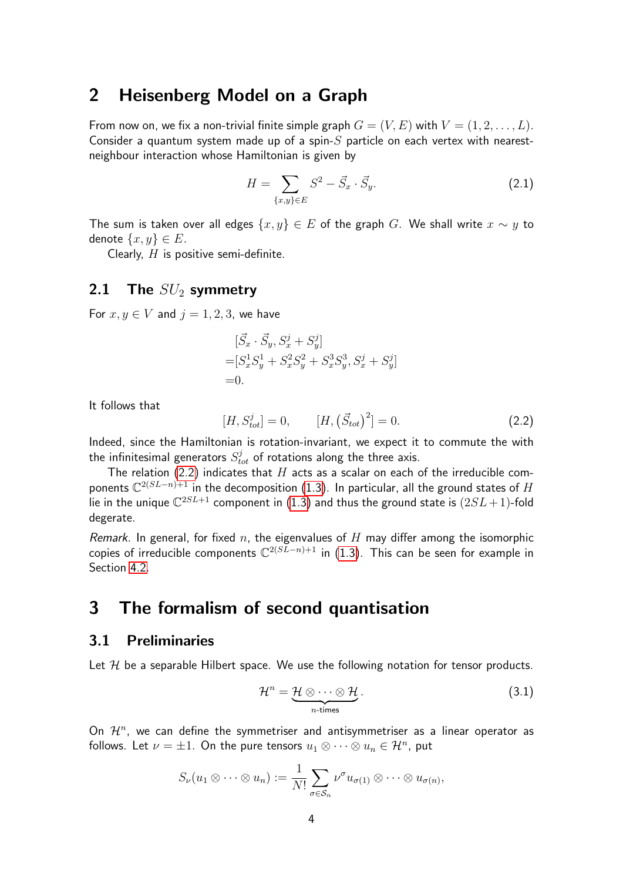# 2 Heisenberg Model on a Graph

From now on, we fix a non-trivial finite simple graph $G = (V, E)$ with $V = (1, 2, \dots, L)$. Consider a quantum system made up of a spin-$S$ particle on each vertex with nearest-neighbour interaction whose Hamiltonian is given by

$$H = \sum_{\{x,y\} \in E} S^2 - \vec{S}_x \cdot \vec{S}_y. \tag{2.1}$$

The sum is taken over all edges $\{x, y\} \in E$ of the graph $G$. We shall write $x \sim y$ to denote $\{x, y\} \in E$.

Clearly, $H$ is positive semi-definite.

## 2.1 The $SU_2$ symmetry

For $x, y \in V$ and $j = 1, 2, 3$, we have

$$\begin{aligned} &[\vec{S}_x \cdot \vec{S}_y, S_x^j + S_y^j] \\ =&[S_x^1 S_y^1 + S_x^2 S_y^2 + S_x^3 S_y^3, S_x^j + S_y^j] \\ =&0. \end{aligned}$$

It follows that

$$[H, S_{tot}^j] = 0, \qquad [H, (\vec{S}_{tot})^2] = 0. \tag{2.2}$$

Indeed, since the Hamiltonian is rotation-invariant, we expect it to commute the with the infinitesimal generators $S_{tot}^j$ of rotations along the three axis.

The relation (2.2) indicates that $H$ acts as a scalar on each of the irreducible components $\mathbb{C}^{2(SL-n)+1}$ in the decomposition (1.3). In particular, all the ground states of $H$ lie in the unique $\mathbb{C}^{2SL+1}$ component in (1.3) and thus the ground state is $(2SL+1)$-fold degerate.

*Remark.* In general, for fixed $n$, the eigenvalues of $H$ may differ among the isomorphic copies of irreducible components $\mathbb{C}^{2(SL-n)+1}$ in (1.3). This can be seen for example in Section 4.2.

# 3 The formalism of second quantisation

## 3.1 Preliminaries

Let $\mathcal{H}$ be a separable Hilbert space. We use the following notation for tensor products.

$$\mathcal{H}^n = \underbrace{\mathcal{H} \otimes \cdots \otimes \mathcal{H}}_{n\text{-times}}. \tag{3.1}$$

On $\mathcal{H}^n$, we can define the symmetriser and antisymmetriser as a linear operator as follows. Let $\nu = \pm 1$. On the pure tensors $u_1 \otimes \cdots \otimes u_n \in \mathcal{H}^n$, put

$$S_\nu(u_1 \otimes \cdots \otimes u_n) := \frac{1}{N!} \sum_{\sigma \in \mathcal{S}_n} \nu^\sigma u_{\sigma(1)} \otimes \cdots \otimes u_{\sigma(n)},$$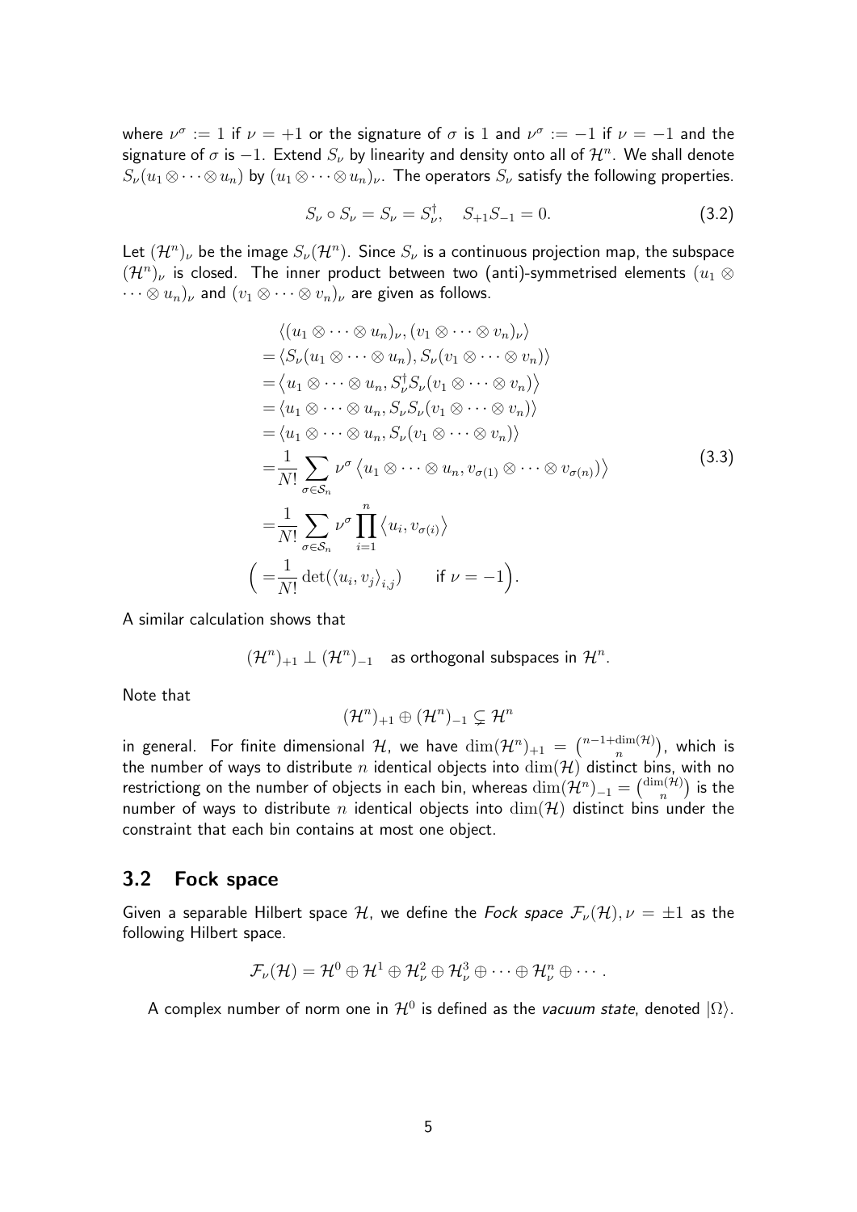where $\nu^\sigma := 1$ if $\nu = +1$ or the signature of $\sigma$ is $1$ and $\nu^\sigma := -1$ if $\nu = -1$ and the signature of $\sigma$ is $-1$. Extend $S_\nu$ by linearity and density onto all of $\mathcal{H}^n$. We shall denote $S_\nu(u_1 \otimes \cdots \otimes u_n)$ by $(u_1 \otimes \cdots \otimes u_n)_\nu$. The operators $S_\nu$ satisfy the following properties.

$$
S_\nu \circ S_\nu = S_\nu = S_\nu^\dagger, \quad S_{+1} S_{-1} = 0. \tag{3.2}
$$

Let $(\mathcal{H}^n)_\nu$ be the image $S_\nu(\mathcal{H}^n)$. Since $S_\nu$ is a continuous projection map, the subspace $(\mathcal{H}^n)_\nu$ is closed. The inner product between two (anti)-symmetrised elements $(u_1 \otimes \cdots \otimes u_n)_\nu$ and $(v_1 \otimes \cdots \otimes v_n)_\nu$ are given as follows.

$$
\begin{aligned}
&\langle (u_1 \otimes \cdots \otimes u_n)_\nu, (v_1 \otimes \cdots \otimes v_n)_\nu \rangle \\
=& \langle S_\nu(u_1 \otimes \cdots \otimes u_n), S_\nu(v_1 \otimes \cdots \otimes v_n) \rangle \\
=& \left\langle u_1 \otimes \cdots \otimes u_n, S_\nu^\dagger S_\nu(v_1 \otimes \cdots \otimes v_n) \right\rangle \\
=& \langle u_1 \otimes \cdots \otimes u_n, S_\nu S_\nu(v_1 \otimes \cdots \otimes v_n) \rangle \\
=& \langle u_1 \otimes \cdots \otimes u_n, S_\nu(v_1 \otimes \cdots \otimes v_n) \rangle \\
=& \frac{1}{N!} \sum_{\sigma \in \mathcal{S}_n} \nu^\sigma \left\langle u_1 \otimes \cdots \otimes u_n, v_{\sigma(1)} \otimes \cdots \otimes v_{\sigma(n)} ) \right\rangle \\
=& \frac{1}{N!} \sum_{\sigma \in \mathcal{S}_n} \nu^\sigma \prod_{i=1}^n \left\langle u_i, v_{\sigma(i)} \right\rangle \\
\Big( =& \frac{1}{N!} \det(\langle u_i, v_j \rangle_{i,j}) \qquad \text{if } \nu = -1 \Big).
\end{aligned} \tag{3.3}
$$

A similar calculation shows that

$$
(\mathcal{H}^n)_{+1} \perp (\mathcal{H}^n)_{-1} \quad \text{as orthogonal subspaces in } \mathcal{H}^n.
$$

Note that

$$
(\mathcal{H}^n)_{+1} \oplus (\mathcal{H}^n)_{-1} \subsetneq \mathcal{H}^n
$$

in general. For finite dimensional $\mathcal{H}$, we have $\dim(\mathcal{H}^n)_{+1} = \binom{n-1+\dim(\mathcal{H})}{n}$, which is the number of ways to distribute $n$ identical objects into $\dim(\mathcal{H})$ distinct bins, with no restrictiong on the number of objects in each bin, whereas $\dim(\mathcal{H}^n)_{-1} = \binom{\dim(\mathcal{H})}{n}$ is the number of ways to distribute $n$ identical objects into $\dim(\mathcal{H})$ distinct bins under the constraint that each bin contains at most one object.

## 3.2 Fock space

Given a separable Hilbert space $\mathcal{H}$, we define the *Fock space* $\mathcal{F}_\nu(\mathcal{H}), \nu = \pm 1$ as the following Hilbert space.

$$
\mathcal{F}_\nu(\mathcal{H}) = \mathcal{H}^0 \oplus \mathcal{H}^1 \oplus \mathcal{H}^2_\nu \oplus \mathcal{H}^3_\nu \oplus \cdots \oplus \mathcal{H}^n_\nu \oplus \cdots .
$$

A complex number of norm one in $\mathcal{H}^0$ is defined as the *vacuum state*, denoted $|\Omega\rangle$.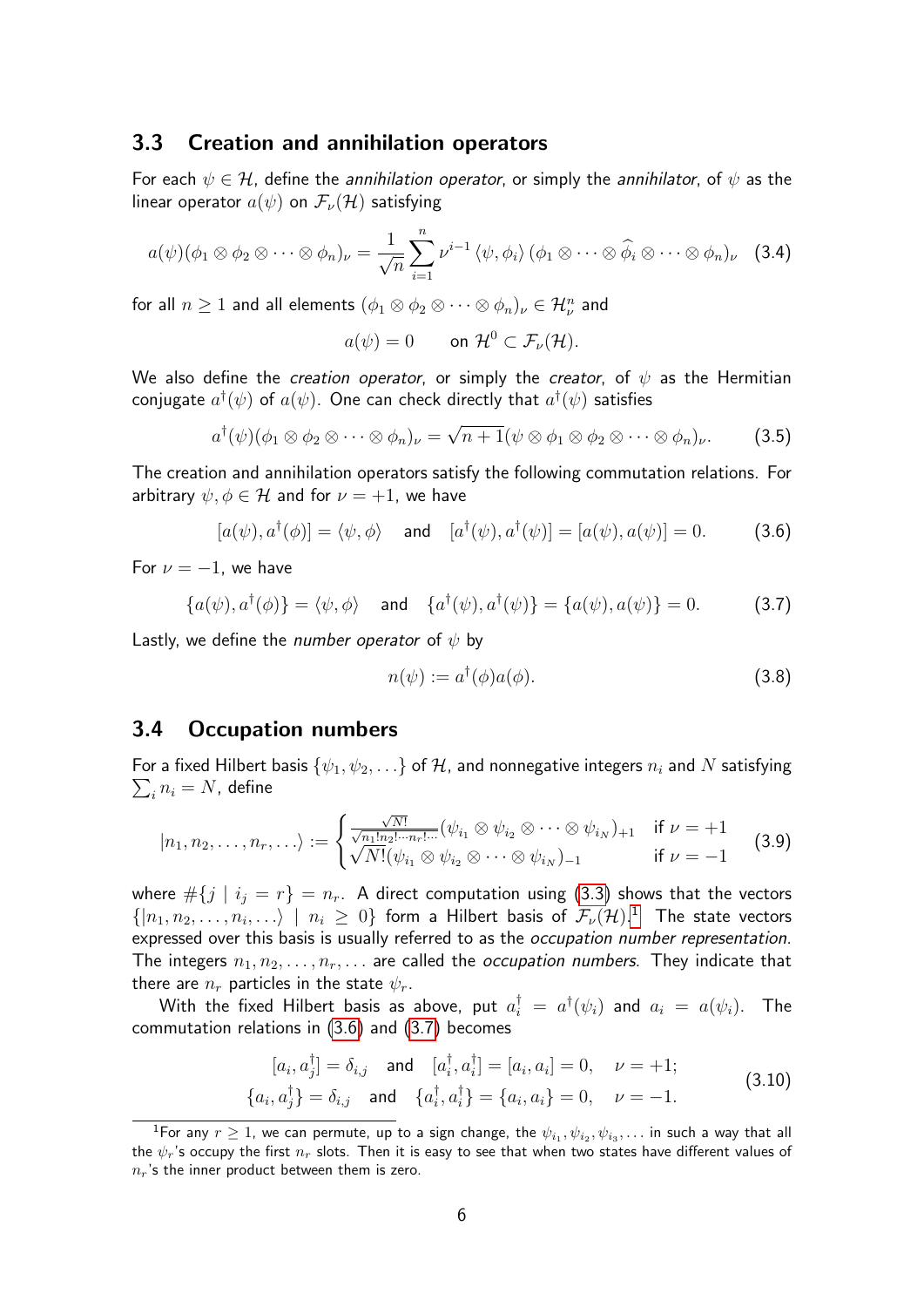### 3.3 Creation and annihilation operators

For each $\psi \in \mathcal{H}$, define the *annihilation operator*, or simply the *annihilator*, of $\psi$ as the linear operator $a(\psi)$ on $\mathcal{F}_\nu(\mathcal{H})$ satisfying

$$a(\psi)(\phi_1 \otimes \phi_2 \otimes \cdots \otimes \phi_n)_\nu = \frac{1}{\sqrt{n}} \sum_{i=1}^{n} \nu^{i-1} \langle \psi, \phi_i \rangle \, (\phi_1 \otimes \cdots \otimes \widehat{\phi_i} \otimes \cdots \otimes \phi_n)_\nu \tag{3.4}$$

for all $n \geq 1$ and all elements $(\phi_1 \otimes \phi_2 \otimes \cdots \otimes \phi_n)_\nu \in \mathcal{H}_\nu^n$ and

$$a(\psi) = 0 \qquad \text{on } \mathcal{H}^0 \subset \mathcal{F}_\nu(\mathcal{H}).$$

We also define the *creation operator*, or simply the *creator*, of $\psi$ as the Hermitian conjugate $a^\dagger(\psi)$ of $a(\psi)$. One can check directly that $a^\dagger(\psi)$ satisfies

$$a^\dagger(\psi)(\phi_1 \otimes \phi_2 \otimes \cdots \otimes \phi_n)_\nu = \sqrt{n+1}(\psi \otimes \phi_1 \otimes \phi_2 \otimes \cdots \otimes \phi_n)_\nu. \tag{3.5}$$

The creation and annihilation operators satisfy the following commutation relations. For arbitrary $\psi, \phi \in \mathcal{H}$ and for $\nu = +1$, we have

$$[a(\psi), a^\dagger(\phi)] = \langle \psi, \phi \rangle \quad \text{and} \quad [a^\dagger(\psi), a^\dagger(\psi)] = [a(\psi), a(\psi)] = 0. \tag{3.6}$$

For $\nu = -1$, we have

$$\{a(\psi), a^\dagger(\phi)\} = \langle \psi, \phi \rangle \quad \text{and} \quad \{a^\dagger(\psi), a^\dagger(\psi)\} = \{a(\psi), a(\psi)\} = 0. \tag{3.7}$$

Lastly, we define the *number operator* of $\psi$ by

$$n(\psi) := a^\dagger(\phi) a(\phi). \tag{3.8}$$

### 3.4 Occupation numbers

For a fixed Hilbert basis $\{\psi_1, \psi_2, \ldots\}$ of $\mathcal{H}$, and nonnegative integers $n_i$ and $N$ satisfying $\sum_i n_i = N$, define

$$|n_1, n_2, \ldots, n_r, \ldots\rangle := \begin{cases} \frac{\sqrt{N!}}{\sqrt{n_1! n_2! \cdots n_r! \cdots}} (\psi_{i_1} \otimes \psi_{i_2} \otimes \cdots \otimes \psi_{i_N})_{+1} & \text{if } \nu = +1 \\ \sqrt{N!} (\psi_{i_1} \otimes \psi_{i_2} \otimes \cdots \otimes \psi_{i_N})_{-1} & \text{if } \nu = -1 \end{cases} \tag{3.9}$$

where $\#\{j \mid i_j = r\} = n_r$. A direct computation using (3.3) shows that the vectors $\{|n_1, n_2, \ldots, n_i, \ldots\rangle \mid n_i \geq 0\}$ form a Hilbert basis of $\mathcal{F}_\nu(\mathcal{H})$.[1] The state vectors expressed over this basis is usually referred to as the *occupation number representation*. The integers $n_1, n_2, \ldots, n_r, \ldots$ are called the *occupation numbers*. They indicate that there are $n_r$ particles in the state $\psi_r$.

With the fixed Hilbert basis as above, put $a_i^\dagger = a^\dagger(\psi_i)$ and $a_i = a(\psi_i)$. The commutation relations in (3.6) and (3.7) becomes

$$\begin{aligned} [a_i, a_j^\dagger] = \delta_{i,j} \quad &\text{and} \quad [a_i^\dagger, a_i^\dagger] = [a_i, a_i] = 0, \quad \nu = +1; \\ \{a_i, a_j^\dagger\} = \delta_{i,j} \quad &\text{and} \quad \{a_i^\dagger, a_i^\dagger\} = \{a_i, a_i\} = 0, \quad \nu = -1. \end{aligned} \tag{3.10}$$

[1] For any $r \geq 1$, we can permute, up to a sign change, the $\psi_{i_1}, \psi_{i_2}, \psi_{i_3}, \ldots$ in such a way that all the $\psi_r$'s occupy the first $n_r$ slots. Then it is easy to see that when two states have different values of $n_r$'s the inner product between them is zero.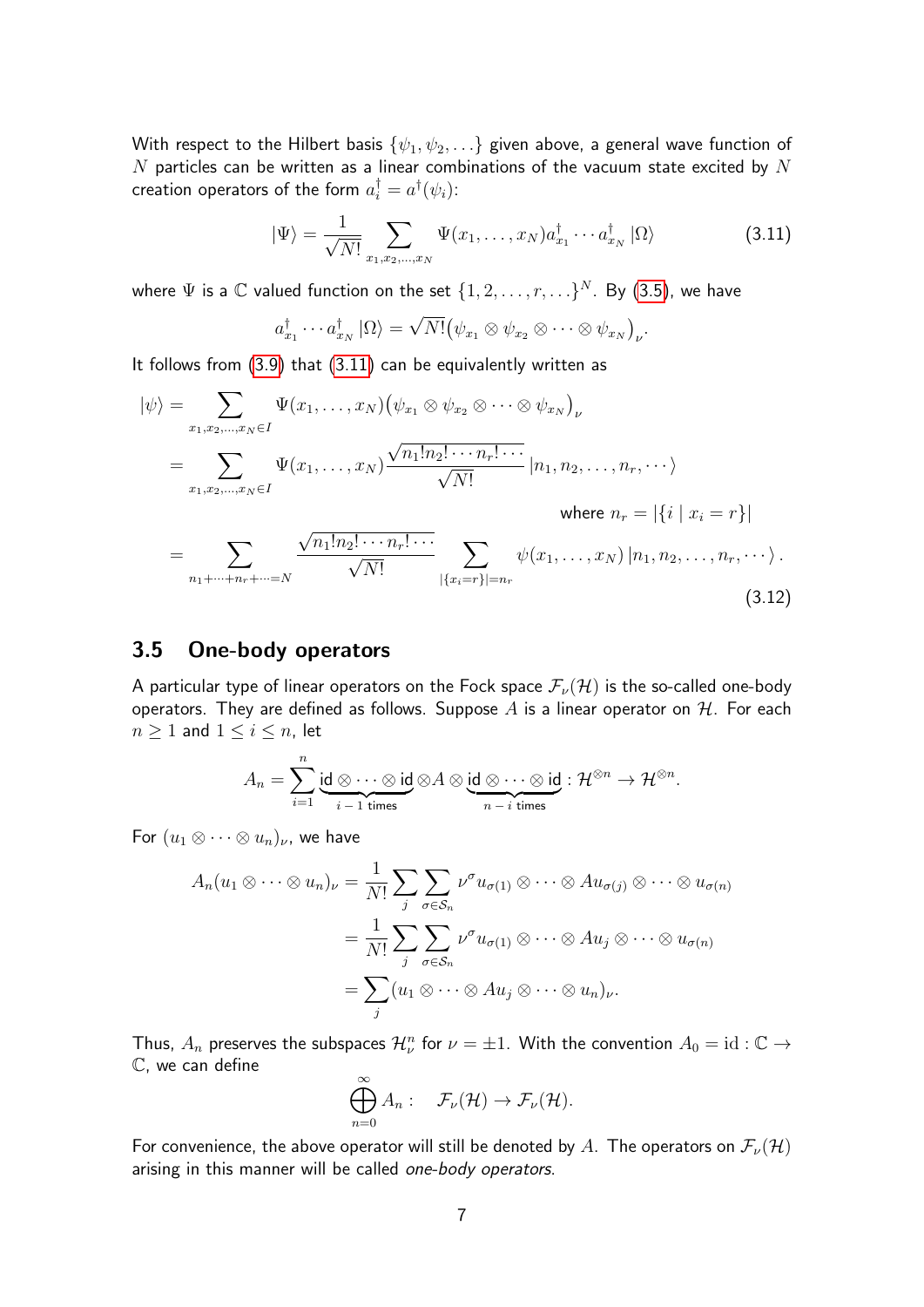With respect to the Hilbert basis $\{\psi_1, \psi_2, \ldots\}$ given above, a general wave function of $N$ particles can be written as a linear combinations of the vacuum state excited by $N$ creation operators of the form $a_i^\dagger = a^\dagger(\psi_i)$:

$$
|\Psi\rangle = \frac{1}{\sqrt{N!}} \sum_{x_1, x_2, \ldots, x_N} \Psi(x_1, \ldots, x_N) a_{x_1}^\dagger \cdots a_{x_N}^\dagger |\Omega\rangle \tag{3.11}
$$

where $\Psi$ is a $\mathbb{C}$ valued function on the set $\{1, 2, \ldots, r, \ldots\}^N$. By (3.5), we have

$$
a_{x_1}^\dagger \cdots a_{x_N}^\dagger |\Omega\rangle = \sqrt{N!}\big(\psi_{x_1} \otimes \psi_{x_2} \otimes \cdots \otimes \psi_{x_N}\big)_\nu .
$$

It follows from (3.9) that (3.11) can be equivalently written as

$$
\begin{aligned}
|\psi\rangle &= \sum_{x_1, x_2, \ldots, x_N \in I} \Psi(x_1, \ldots, x_N)\big(\psi_{x_1} \otimes \psi_{x_2} \otimes \cdots \otimes \psi_{x_N}\big)_\nu \\
&= \sum_{x_1, x_2, \ldots, x_N \in I} \Psi(x_1, \ldots, x_N) \frac{\sqrt{n_1! n_2! \cdots n_r! \cdots}}{\sqrt{N!}} |n_1, n_2, \ldots, n_r, \cdots\rangle \\
&\qquad\qquad\qquad\qquad\qquad\qquad \text{where } n_r = |\{i \mid x_i = r\}| \\
&= \sum_{n_1 + \cdots + n_r + \cdots = N} \frac{\sqrt{n_1! n_2! \cdots n_r! \cdots}}{\sqrt{N!}} \sum_{|\{x_i = r\}| = n_r} \psi(x_1, \ldots, x_N) |n_1, n_2, \ldots, n_r, \cdots\rangle .
\end{aligned} \tag{3.12}
$$

## 3.5 One-body operators

A particular type of linear operators on the Fock space $\mathcal{F}_\nu(\mathcal{H})$ is the so-called one-body operators. They are defined as follows. Suppose $A$ is a linear operator on $\mathcal{H}$. For each $n \geq 1$ and $1 \leq i \leq n$, let

$$
A_n = \sum_{i=1}^{n} \underbrace{\mathsf{id} \otimes \cdots \otimes \mathsf{id}}_{i-1 \text{ times}} \otimes A \otimes \underbrace{\mathsf{id} \otimes \cdots \otimes \mathsf{id}}_{n-i \text{ times}} : \mathcal{H}^{\otimes n} \to \mathcal{H}^{\otimes n}.
$$

For $(u_1 \otimes \cdots \otimes u_n)_\nu$, we have

$$
\begin{aligned}
A_n(u_1 \otimes \cdots \otimes u_n)_\nu &= \frac{1}{N!} \sum_j \sum_{\sigma \in \mathcal{S}_n} \nu^\sigma u_{\sigma(1)} \otimes \cdots \otimes A u_{\sigma(j)} \otimes \cdots \otimes u_{\sigma(n)} \\
&= \frac{1}{N!} \sum_j \sum_{\sigma \in \mathcal{S}_n} \nu^\sigma u_{\sigma(1)} \otimes \cdots \otimes A u_j \otimes \cdots \otimes u_{\sigma(n)} \\
&= \sum_j (u_1 \otimes \cdots \otimes A u_j \otimes \cdots \otimes u_n)_\nu .
\end{aligned}
$$

Thus, $A_n$ preserves the subspaces $\mathcal{H}_\nu^n$ for $\nu = \pm 1$. With the convention $A_0 = \mathrm{id} : \mathbb{C} \to \mathbb{C}$, we can define

$$
\bigoplus_{n=0}^{\infty} A_n : \quad \mathcal{F}_\nu(\mathcal{H}) \to \mathcal{F}_\nu(\mathcal{H}).
$$

For convenience, the above operator will still be denoted by $A$. The operators on $\mathcal{F}_\nu(\mathcal{H})$ arising in this manner will be called *one-body operators*.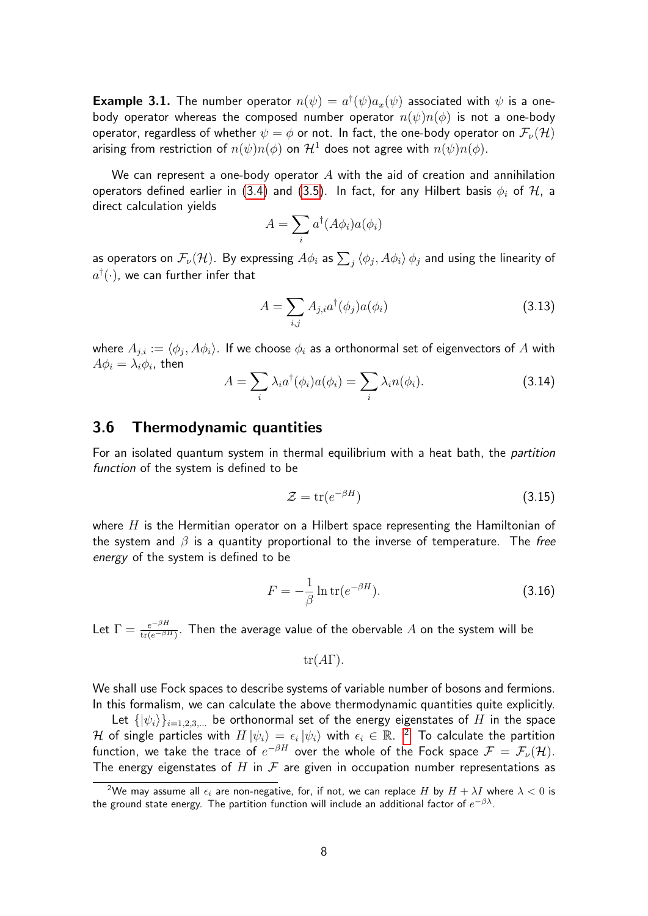**Example 3.1.** The number operator $n(\psi) = a^\dagger(\psi)a_x(\psi)$ associated with $\psi$ is a one-body operator whereas the composed number operator $n(\psi)n(\phi)$ is not a one-body operator, regardless of whether $\psi = \phi$ or not. In fact, the one-body operator on $\mathcal{F}_\nu(\mathcal{H})$ arising from restriction of $n(\psi)n(\phi)$ on $\mathcal{H}^1$ does not agree with $n(\psi)n(\phi)$.

We can represent a one-body operator $A$ with the aid of creation and annihilation operators defined earlier in (3.4) and (3.5). In fact, for any Hilbert basis $\phi_i$ of $\mathcal{H}$, a direct calculation yields

$$A = \sum_i a^\dagger(A\phi_i)a(\phi_i)$$

as operators on $\mathcal{F}_\nu(\mathcal{H})$. By expressing $A\phi_i$ as $\sum_j \langle \phi_j, A\phi_i \rangle \phi_j$ and using the linearity of $a^\dagger(\cdot)$, we can further infer that

$$A = \sum_{i,j} A_{j,i} a^\dagger(\phi_j)a(\phi_i) \tag{3.13}$$

where $A_{j,i} := \langle \phi_j, A\phi_i \rangle$. If we choose $\phi_i$ as a orthonormal set of eigenvectors of $A$ with $A\phi_i = \lambda_i \phi_i$, then

$$A = \sum_i \lambda_i a^\dagger(\phi_i)a(\phi_i) = \sum_i \lambda_i n(\phi_i). \tag{3.14}$$

## 3.6 Thermodynamic quantities

For an isolated quantum system in thermal equilibrium with a heat bath, the *partition function* of the system is defined to be

$$\mathcal{Z} = \mathrm{tr}(e^{-\beta H}) \tag{3.15}$$

where $H$ is the Hermitian operator on a Hilbert space representing the Hamiltonian of the system and $\beta$ is a quantity proportional to the inverse of temperature. The *free energy* of the system is defined to be

$$F = -\frac{1}{\beta} \ln \mathrm{tr}(e^{-\beta H}). \tag{3.16}$$

Let $\Gamma = \frac{e^{-\beta H}}{\mathrm{tr}(e^{-\beta H})}$. Then the average value of the obervable $A$ on the system will be

$$\mathrm{tr}(A\Gamma).$$

We shall use Fock spaces to describe systems of variable number of bosons and fermions. In this formalism, we can calculate the above thermodynamic quantities quite explicitly.

Let $\{|\psi_i\rangle\}_{i=1,2,3,...}$ be orthonormal set of the energy eigenstates of $H$ in the space $\mathcal{H}$ of single particles with $H|\psi_i\rangle = \epsilon_i |\psi_i\rangle$ with $\epsilon_i \in \mathbb{R}$. [2] To calculate the partition function, we take the trace of $e^{-\beta H}$ over the whole of the Fock space $\mathcal{F} = \mathcal{F}_\nu(\mathcal{H})$. The energy eigenstates of $H$ in $\mathcal{F}$ are given in occupation number representations as

[2] We may assume all $\epsilon_i$ are non-negative, for, if not, we can replace $H$ by $H + \lambda I$ where $\lambda < 0$ is the ground state energy. The partition function will include an additional factor of $e^{-\beta\lambda}$.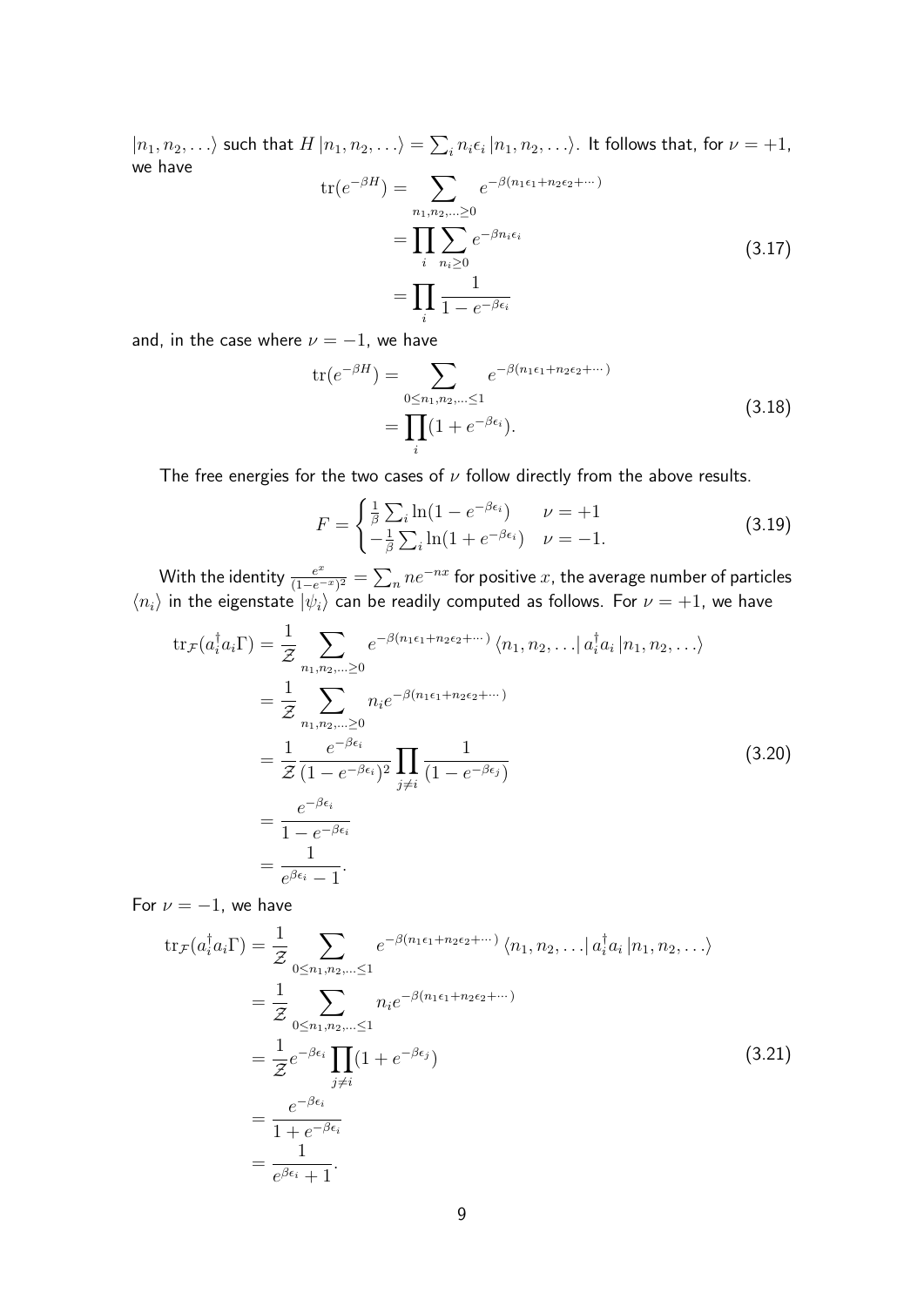$|n_1, n_2, \ldots\rangle$ such that $H|n_1, n_2, \ldots\rangle = \sum_i n_i \epsilon_i |n_1, n_2, \ldots\rangle$. It follows that, for $\nu = +1$, we have

$$
\begin{aligned}
\operatorname{tr}(e^{-\beta H}) &= \sum_{n_1, n_2, \ldots \geq 0} e^{-\beta(n_1 \epsilon_1 + n_2 \epsilon_2 + \cdots)} \\
&= \prod_i \sum_{n_i \geq 0} e^{-\beta n_i \epsilon_i} \\
&= \prod_i \frac{1}{1 - e^{-\beta \epsilon_i}}
\end{aligned}
\tag{3.17}
$$

and, in the case where $\nu = -1$, we have

$$
\begin{aligned}
\operatorname{tr}(e^{-\beta H}) &= \sum_{0 \leq n_1, n_2, \ldots \leq 1} e^{-\beta(n_1 \epsilon_1 + n_2 \epsilon_2 + \cdots)} \\
&= \prod_i (1 + e^{-\beta \epsilon_i}).
\end{aligned}
\tag{3.18}
$$

The free energies for the two cases of $\nu$ follow directly from the above results.

$$
F = \begin{cases} \frac{1}{\beta} \sum_i \ln(1 - e^{-\beta \epsilon_i}) & \nu = +1 \\ -\frac{1}{\beta} \sum_i \ln(1 + e^{-\beta \epsilon_i}) & \nu = -1. \end{cases}
\tag{3.19}
$$

With the identity $\frac{e^x}{(1-e^{-x})^2} = \sum_n n e^{-nx}$ for positive $x$, the average number of particles $\langle n_i \rangle$ in the eigenstate $|\psi_i\rangle$ can be readily computed as follows. For $\nu = +1$, we have

$$
\begin{aligned}
\operatorname{tr}_{\mathcal{F}}(a_i^\dagger a_i \Gamma) &= \frac{1}{\mathcal{Z}} \sum_{n_1, n_2, \ldots \geq 0} e^{-\beta(n_1 \epsilon_1 + n_2 \epsilon_2 + \cdots)} \langle n_1, n_2, \ldots | a_i^\dagger a_i | n_1, n_2, \ldots \rangle \\
&= \frac{1}{\mathcal{Z}} \sum_{n_1, n_2, \ldots \geq 0} n_i e^{-\beta(n_1 \epsilon_1 + n_2 \epsilon_2 + \cdots)} \\
&= \frac{1}{\mathcal{Z}} \frac{e^{-\beta \epsilon_i}}{(1 - e^{-\beta \epsilon_i})^2} \prod_{j \neq i} \frac{1}{(1 - e^{-\beta \epsilon_j})} \\
&= \frac{e^{-\beta \epsilon_i}}{1 - e^{-\beta \epsilon_i}} \\
&= \frac{1}{e^{\beta \epsilon_i} - 1}.
\end{aligned}
\tag{3.20}
$$

For $\nu = -1$, we have

$$
\begin{aligned}
\operatorname{tr}_{\mathcal{F}}(a_i^\dagger a_i \Gamma) &= \frac{1}{\mathcal{Z}} \sum_{0 \leq n_1, n_2, \ldots \leq 1} e^{-\beta(n_1 \epsilon_1 + n_2 \epsilon_2 + \cdots)} \langle n_1, n_2, \ldots | a_i^\dagger a_i | n_1, n_2, \ldots \rangle \\
&= \frac{1}{\mathcal{Z}} \sum_{0 \leq n_1, n_2, \ldots \leq 1} n_i e^{-\beta(n_1 \epsilon_1 + n_2 \epsilon_2 + \cdots)} \\
&= \frac{1}{\mathcal{Z}} e^{-\beta \epsilon_i} \prod_{j \neq i} (1 + e^{-\beta \epsilon_j}) \\
&= \frac{e^{-\beta \epsilon_i}}{1 + e^{-\beta \epsilon_i}} \\
&= \frac{1}{e^{\beta \epsilon_i} + 1}.
\end{aligned}
\tag{3.21}
$$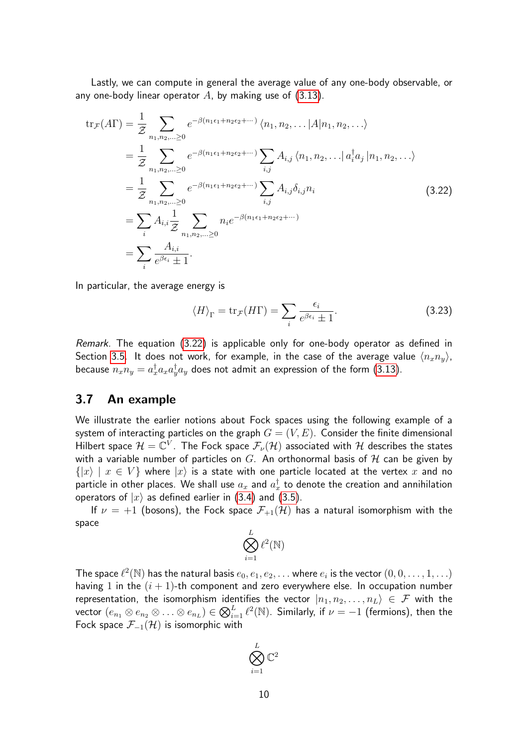Lastly, we can compute in general the average value of any one-body observable, or any one-body linear operator $A$, by making use of (3.13).

$$
\begin{aligned}
\operatorname{tr}_{\mathcal{F}}(A\Gamma) &= \frac{1}{\mathcal{Z}} \sum_{n_1,n_2,\ldots\geq 0} e^{-\beta(n_1\epsilon_1+n_2\epsilon_2+\cdots)} \langle n_1, n_2, \ldots | A | n_1, n_2, \ldots \rangle \\
&= \frac{1}{\mathcal{Z}} \sum_{n_1,n_2,\ldots\geq 0} e^{-\beta(n_1\epsilon_1+n_2\epsilon_2+\cdots)} \sum_{i,j} A_{i,j} \langle n_1, n_2, \ldots | a_i^\dagger a_j | n_1, n_2, \ldots \rangle \\
&= \frac{1}{\mathcal{Z}} \sum_{n_1,n_2,\ldots\geq 0} e^{-\beta(n_1\epsilon_1+n_2\epsilon_2+\cdots)} \sum_{i,j} A_{i,j} \delta_{i,j} n_i \\
&= \sum_i A_{i,i} \frac{1}{\mathcal{Z}} \sum_{n_1,n_2,\ldots\geq 0} n_i e^{-\beta(n_1\epsilon_1+n_2\epsilon_2+\cdots)} \\
&= \sum_i \frac{A_{i,i}}{e^{\beta\epsilon_i} \pm 1}.
\end{aligned}
\tag{3.22}
$$

In particular, the average energy is

$$
\langle H \rangle_\Gamma = \operatorname{tr}_{\mathcal{F}}(H\Gamma) = \sum_i \frac{\epsilon_i}{e^{\beta\epsilon_i} \pm 1}. \tag{3.23}
$$

*Remark.* The equation (3.22) is applicable only for one-body operator as defined in Section 3.5. It does not work, for example, in the case of the average value $\langle n_x n_y \rangle$, because $n_x n_y = a_x^\dagger a_x a_y^\dagger a_y$ does not admit an expression of the form (3.13).

### 3.7 An example

We illustrate the earlier notions about Fock spaces using the following example of a system of interacting particles on the graph $G = (V, E)$. Consider the finite dimensional Hilbert space $\mathcal{H} = \mathbb{C}^V$. The Fock space $\mathcal{F}_\nu(\mathcal{H})$ associated with $\mathcal{H}$ describes the states with a variable number of particles on $G$. An orthonormal basis of $\mathcal{H}$ can be given by $\{|x\rangle \mid x \in V\}$ where $|x\rangle$ is a state with one particle located at the vertex $x$ and no particle in other places. We shall use $a_x$ and $a_x^\dagger$ to denote the creation and annihilation operators of $|x\rangle$ as defined earlier in (3.4) and (3.5).

If $\nu = +1$ (bosons), the Fock space $\mathcal{F}_{+1}(\mathcal{H})$ has a natural isomorphism with the space

$$
\bigotimes_{i=1}^{L} \ell^2(\mathbb{N})
$$

The space $\ell^2(\mathbb{N})$ has the natural basis $e_0, e_1, e_2, \ldots$ where $e_i$ is the vector $(0, 0, \ldots, 1, \ldots)$ having 1 in the $(i+1)$-th component and zero everywhere else. In occupation number representation, the isomorphism identifies the vector $|n_1, n_2, \ldots, n_L\rangle \in \mathcal{F}$ with the vector $(e_{n_1} \otimes e_{n_2} \otimes \ldots \otimes e_{n_L}) \in \bigotimes_{i=1}^{L} \ell^2(\mathbb{N})$. Similarly, if $\nu = -1$ (fermions), then the Fock space $\mathcal{F}_{-1}(\mathcal{H})$ is isomorphic with

$$
\bigotimes_{i=1}^{L} \mathbb{C}^2
$$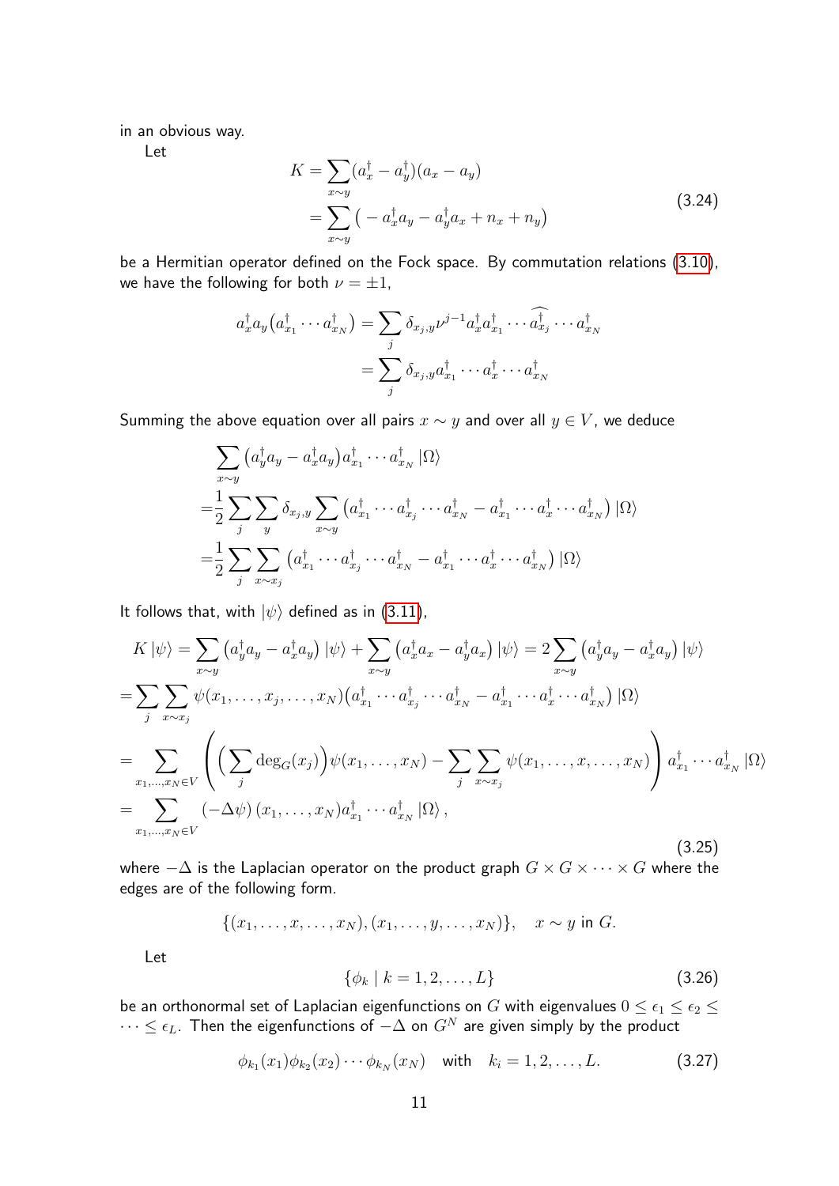in an obvious way.

Let

$$
\begin{aligned}
K &= \sum_{x\sim y}(a_x^\dagger - a_y^\dagger)(a_x - a_y) \\
&= \sum_{x\sim y}\big( - a_x^\dagger a_y - a_y^\dagger a_x + n_x + n_y\big)
\end{aligned}
\tag{3.24}
$$

be a Hermitian operator defined on the Fock space. By commutation relations (3.10), we have the following for both $\nu = \pm 1$,

$$
\begin{aligned}
a_x^\dagger a_y \big(a_{x_1}^\dagger \cdots a_{x_N}^\dagger\big) &= \sum_j \delta_{x_j,y} \nu^{j-1} a_x^\dagger a_{x_1}^\dagger \cdots \widehat{a_{x_j}^\dagger} \cdots a_{x_N}^\dagger \\
&= \sum_j \delta_{x_j,y} a_{x_1}^\dagger \cdots a_x^\dagger \cdots a_{x_N}^\dagger
\end{aligned}
$$

Summing the above equation over all pairs $x\sim y$ and over all $y \in V$, we deduce

$$
\begin{aligned}
&\sum_{x\sim y}\big(a_y^\dagger a_y - a_x^\dagger a_y\big) a_{x_1}^\dagger \cdots a_{x_N}^\dagger \left|\Omega\right\rangle \\
=&\frac{1}{2}\sum_j \sum_y \delta_{x_j,y} \sum_{x\sim y}\big(a_{x_1}^\dagger \cdots a_{x_j}^\dagger \cdots a_{x_N}^\dagger - a_{x_1}^\dagger \cdots a_x^\dagger \cdots a_{x_N}^\dagger\big)\left|\Omega\right\rangle \\
=&\frac{1}{2}\sum_j \sum_{x\sim x_j}\big(a_{x_1}^\dagger \cdots a_{x_j}^\dagger \cdots a_{x_N}^\dagger - a_{x_1}^\dagger \cdots a_x^\dagger \cdots a_{x_N}^\dagger\big)\left|\Omega\right\rangle
\end{aligned}
$$

It follows that, with $|\psi\rangle$ defined as in (3.11),

$$
\begin{aligned}
K\left|\psi\right\rangle &= \sum_{x\sim y}\big(a_y^\dagger a_y - a_x^\dagger a_y\big)\left|\psi\right\rangle + \sum_{x\sim y}\big(a_x^\dagger a_x - a_y^\dagger a_x\big)\left|\psi\right\rangle = 2\sum_{x\sim y}\big(a_y^\dagger a_y - a_x^\dagger a_y\big)\left|\psi\right\rangle \\
&= \sum_j \sum_{x\sim x_j} \psi(x_1,\dots,x_j,\dots,x_N)\big(a_{x_1}^\dagger \cdots a_{x_j}^\dagger \cdots a_{x_N}^\dagger - a_{x_1}^\dagger \cdots a_x^\dagger \cdots a_{x_N}^\dagger\big)\left|\Omega\right\rangle \\
&= \sum_{x_1,\dots,x_N\in V}\left(\Big(\sum_j \deg_G(x_j)\Big)\psi(x_1,\dots,x_N) - \sum_j\sum_{x\sim x_j}\psi(x_1,\dots,x,\dots,x_N)\right) a_{x_1}^\dagger \cdots a_{x_N}^\dagger\left|\Omega\right\rangle \\
&= \sum_{x_1,\dots,x_N\in V}\left(-\Delta\psi\right)(x_1,\dots,x_N) a_{x_1}^\dagger \cdots a_{x_N}^\dagger\left|\Omega\right\rangle,
\end{aligned}
\tag{3.25}
$$

where $-\Delta$ is the Laplacian operator on the product graph $G\times G\times\cdots\times G$ where the edges are of the following form.

$$
\{(x_1,\dots,x,\dots,x_N),(x_1,\dots,y,\dots,x_N)\}, \quad x\sim y \text{ in } G.
$$

Let

$$
\{\phi_k \mid k = 1,2,\dots,L\}
\tag{3.26}
$$

be an orthonormal set of Laplacian eigenfunctions on $G$ with eigenvalues $0\le \epsilon_1 \le \epsilon_2 \le \cdots \le \epsilon_L$. Then the eigenfunctions of $-\Delta$ on $G^N$ are given simply by the product

$$
\phi_{k_1}(x_1)\phi_{k_2}(x_2)\cdots\phi_{k_N}(x_N) \quad \text{with} \quad k_i = 1,2,\dots,L.
\tag{3.27}
$$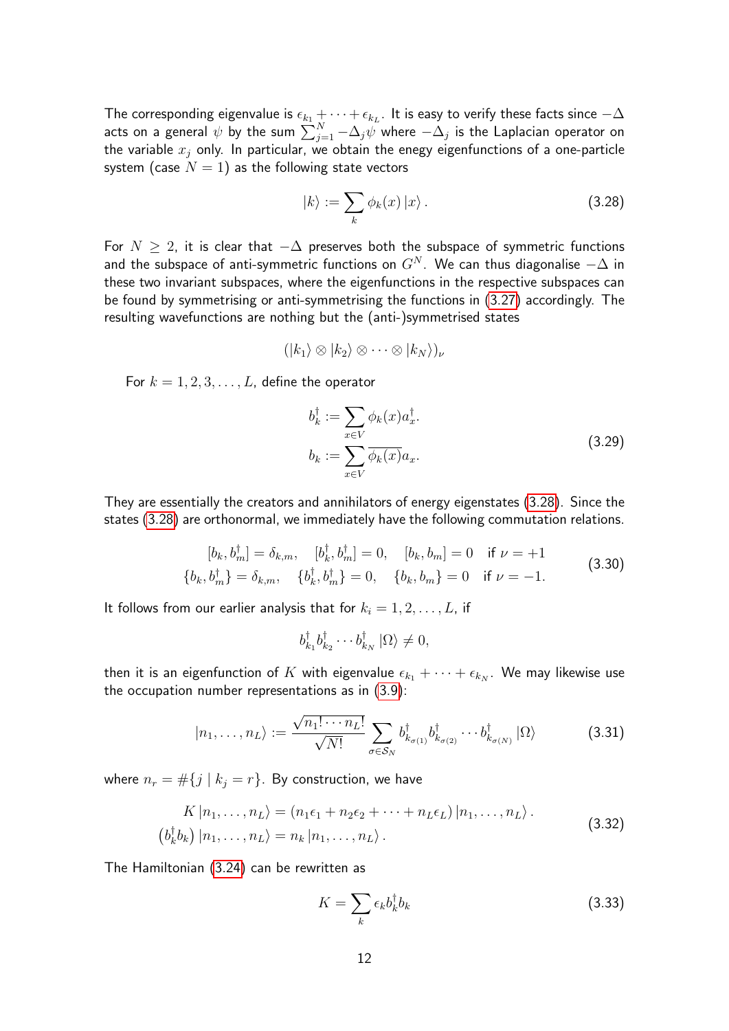The corresponding eigenvalue is $\epsilon_{k_1} + \cdots + \epsilon_{k_L}$. It is easy to verify these facts since $-\Delta$ acts on a general $\psi$ by the sum $\sum_{j=1}^{N} -\Delta_j \psi$ where $-\Delta_j$ is the Laplacian operator on the variable $x_j$ only. In particular, we obtain the enegy eigenfunctions of a one-particle system (case $N = 1$) as the following state vectors

$$
|k\rangle := \sum_{k} \phi_k(x) |x\rangle . \tag{3.28}
$$

For $N \geq 2$, it is clear that $-\Delta$ preserves both the subspace of symmetric functions and the subspace of anti-symmetric functions on $G^N$. We can thus diagonalise $-\Delta$ in these two invariant subspaces, where the eigenfunctions in the respective subspaces can be found by symmetrising or anti-symmetrising the functions in (3.27) accordingly. The resulting wavefunctions are nothing but the (anti-)symmetrised states

$$
(|k_1\rangle \otimes |k_2\rangle \otimes \cdots \otimes |k_N\rangle)_\nu
$$

For $k = 1, 2, 3, \ldots, L$, define the operator

$$
\begin{aligned}
b_k^\dagger &:= \sum_{x \in V} \phi_k(x) a_x^\dagger . \\
b_k &:= \sum_{x \in V} \overline{\phi_k(x)} a_x .
\end{aligned} \tag{3.29}
$$

They are essentially the creators and annihilators of energy eigenstates (3.28). Since the states (3.28) are orthonormal, we immediately have the following commutation relations.

$$
\begin{aligned}
[b_k, b_m^\dagger] = \delta_{k,m}, \quad [b_k^\dagger, b_m^\dagger] = 0, \quad [b_k, b_m] = 0 \quad \text{if } \nu = +1 \\
\{b_k, b_m^\dagger\} = \delta_{k,m}, \quad \{b_k^\dagger, b_m^\dagger\} = 0, \quad \{b_k, b_m\} = 0 \quad \text{if } \nu = -1.
\end{aligned} \tag{3.30}
$$

It follows from our earlier analysis that for $k_i = 1, 2, \ldots, L$, if

$$
b_{k_1}^\dagger b_{k_2}^\dagger \cdots b_{k_N}^\dagger |\Omega\rangle \neq 0,
$$

then it is an eigenfunction of $K$ with eigenvalue $\epsilon_{k_1} + \cdots + \epsilon_{k_N}$. We may likewise use the occupation number representations as in (3.9):

$$
|n_1, \ldots, n_L\rangle := \frac{\sqrt{n_1! \cdots n_L!}}{\sqrt{N!}} \sum_{\sigma \in \mathcal{S}_N} b_{k_{\sigma(1)}}^\dagger b_{k_{\sigma(2)}}^\dagger \cdots b_{k_{\sigma(N)}}^\dagger |\Omega\rangle \tag{3.31}
$$

where $n_r = \#\{j \mid k_j = r\}$. By construction, we have

$$
\begin{aligned}
K |n_1, \ldots, n_L\rangle &= (n_1 \epsilon_1 + n_2 \epsilon_2 + \cdots + n_L \epsilon_L) |n_1, \ldots, n_L\rangle . \\
\left(b_k^\dagger b_k\right) |n_1, \ldots, n_L\rangle &= n_k |n_1, \ldots, n_L\rangle .
\end{aligned} \tag{3.32}
$$

The Hamiltonian (3.24) can be rewritten as

$$
K = \sum_k \epsilon_k b_k^\dagger b_k \tag{3.33}
$$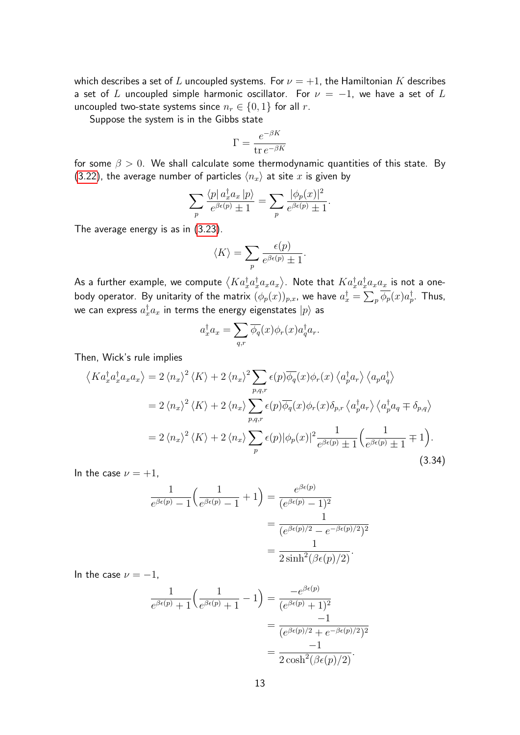which describes a set of $L$ uncoupled systems. For $\nu = +1$, the Hamiltonian $K$ describes a set of $L$ uncoupled simple harmonic oscillator. For $\nu = -1$, we have a set of $L$ uncoupled two-state systems since $n_r \in \{0, 1\}$ for all $r$.

Suppose the system is in the Gibbs state

$$\Gamma = \frac{e^{-\beta K}}{\operatorname{tr} e^{-\beta K}}$$

for some $\beta > 0$. We shall calculate some thermodynamic quantities of this state. By (3.22), the average number of particles $\langle n_x \rangle$ at site $x$ is given by

$$\sum_p \frac{\langle p | \, a_x^\dagger a_x \, | p \rangle}{e^{\beta \epsilon(p)} \pm 1} = \sum_p \frac{|\phi_p(x)|^2}{e^{\beta \epsilon(p)} \pm 1}.$$

The average energy is as in (3.23).

$$\langle K \rangle = \sum_p \frac{\epsilon(p)}{e^{\beta \epsilon(p)} \pm 1}.$$

As a further example, we compute $\langle K a_x^\dagger a_x^\dagger a_x a_x \rangle$. Note that $K a_x^\dagger a_x^\dagger a_x a_x$ is not a one-body operator. By unitarity of the matrix $(\phi_p(x))_{p,x}$, we have $a_x^\dagger = \sum_p \overline{\phi_p}(x) a_p^\dagger$. Thus, we can express $a_x^\dagger a_x$ in terms the energy eigenstates $|p\rangle$ as

$$a_x^\dagger a_x = \sum_{q,r} \overline{\phi_q}(x) \phi_r(x) a_q^\dagger a_r.$$

Then, Wick's rule implies

$$\begin{aligned}
\langle K a_x^\dagger a_x^\dagger a_x a_x \rangle &= 2 \langle n_x \rangle^2 \langle K \rangle + 2 \langle n_x \rangle^2 \sum_{p,q,r} \epsilon(p) \overline{\phi_q}(x) \phi_r(x) \langle a_p^\dagger a_r \rangle \langle a_p a_q^\dagger \rangle \\
&= 2 \langle n_x \rangle^2 \langle K \rangle + 2 \langle n_x \rangle \sum_{p,q,r} \epsilon(p) \overline{\phi_q}(x) \phi_r(x) \delta_{p,r} \langle a_p^\dagger a_r \rangle \langle a_p^\dagger a_q \mp \delta_{p,q} \rangle \\
&= 2 \langle n_x \rangle^2 \langle K \rangle + 2 \langle n_x \rangle \sum_p \epsilon(p) |\phi_p(x)|^2 \frac{1}{e^{\beta \epsilon(p)} \pm 1} \Big( \frac{1}{e^{\beta \epsilon(p)} \pm 1} \mp 1 \Big).
\end{aligned} \tag{3.34}$$

In the case $\nu = +1$,

$$\begin{aligned}
\frac{1}{e^{\beta \epsilon(p)} - 1} \Big( \frac{1}{e^{\beta \epsilon(p)} - 1} + 1 \Big) &= \frac{e^{\beta \epsilon(p)}}{(e^{\beta \epsilon(p)} - 1)^2} \\
&= \frac{1}{(e^{\beta \epsilon(p)/2} - e^{-\beta \epsilon(p)/2})^2} \\
&= \frac{1}{2 \sinh^2(\beta \epsilon(p)/2)}.
\end{aligned}$$

In the case $\nu = -1$,

$$\begin{aligned}
\frac{1}{e^{\beta \epsilon(p)} + 1} \Big( \frac{1}{e^{\beta \epsilon(p)} + 1} - 1 \Big) &= \frac{-e^{\beta \epsilon(p)}}{(e^{\beta \epsilon(p)} + 1)^2} \\
&= \frac{-1}{(e^{\beta \epsilon(p)/2} + e^{-\beta \epsilon(p)/2})^2} \\
&= \frac{-1}{2 \cosh^2(\beta \epsilon(p)/2)}.
\end{aligned}$$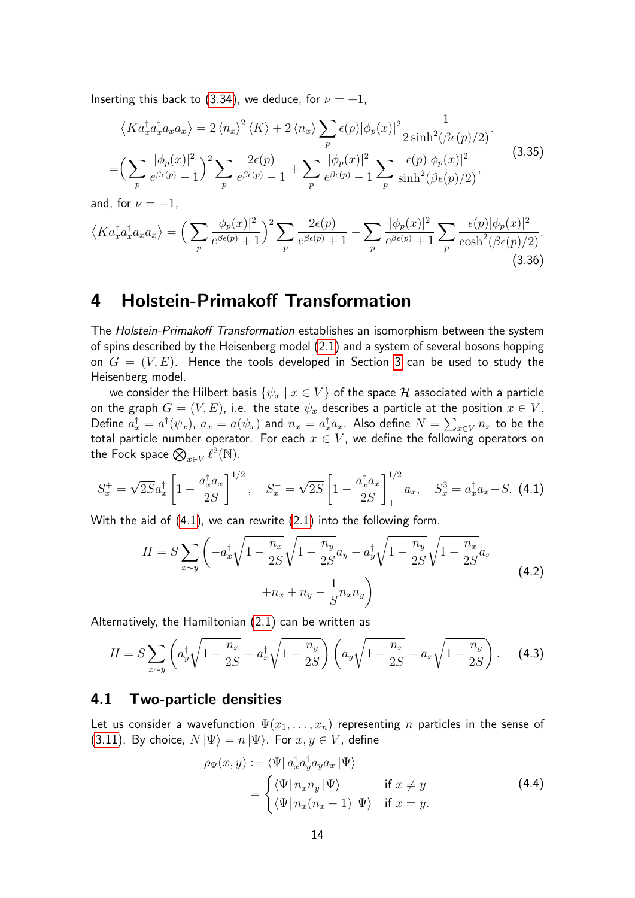Inserting this back to (3.34), we deduce, for $\nu = +1$,

$$
\begin{aligned}
\langle K a_x^\dagger a_x^\dagger a_x a_x \rangle &= 2\langle n_x \rangle^2 \langle K \rangle + 2\langle n_x \rangle \sum_p \epsilon(p)|\phi_p(x)|^2 \frac{1}{2\sinh^2(\beta\epsilon(p)/2)}. \\
&= \Big( \sum_p \frac{|\phi_p(x)|^2}{e^{\beta\epsilon(p)} - 1} \Big)^2 \sum_p \frac{2\epsilon(p)}{e^{\beta\epsilon(p)} - 1} + \sum_p \frac{|\phi_p(x)|^2}{e^{\beta\epsilon(p)} - 1} \sum_p \frac{\epsilon(p)|\phi_p(x)|^2}{\sinh^2(\beta\epsilon(p)/2)},
\end{aligned}
\tag{3.35}
$$

and, for $\nu = -1$,

$$
\langle K a_x^\dagger a_x^\dagger a_x a_x \rangle = \Big( \sum_p \frac{|\phi_p(x)|^2}{e^{\beta\epsilon(p)} + 1} \Big)^2 \sum_p \frac{2\epsilon(p)}{e^{\beta\epsilon(p)} + 1} - \sum_p \frac{|\phi_p(x)|^2}{e^{\beta\epsilon(p)} + 1} \sum_p \frac{\epsilon(p)|\phi_p(x)|^2}{\cosh^2(\beta\epsilon(p)/2)}.
\tag{3.36}
$$

# 4 Holstein-Primakoff Transformation

The *Holstein-Primakoff Transformation* establishes an isomorphism between the system of spins described by the Heisenberg model (2.1) and a system of several bosons hopping on $G = (V, E)$. Hence the tools developed in Section 3 can be used to study the Heisenberg model.

we consider the Hilbert basis $\{\psi_x \mid x \in V\}$ of the space $\mathcal{H}$ associated with a particle on the graph $G = (V, E)$, i.e. the state $\psi_x$ describes a particle at the position $x \in V$. Define $a_x^\dagger = a^\dagger(\psi_x)$, $a_x = a(\psi_x)$ and $n_x = a_x^\dagger a_x$. Also define $N = \sum_{x\in V} n_x$ to be the total particle number operator. For each $x \in V$, we define the following operators on the Fock space $\bigotimes_{x\in V} \ell^2(\mathbb{N})$.

$$
S_x^+ = \sqrt{2S} a_x^\dagger \left[1 - \frac{a_x^\dagger a_x}{2S}\right]_+^{1/2}, \quad S_x^- = \sqrt{2S} \left[1 - \frac{a_x^\dagger a_x}{2S}\right]_+^{1/2} a_x, \quad S_x^3 = a_x^\dagger a_x - S. \tag{4.1}
$$

With the aid of (4.1), we can rewrite (2.1) into the following form.

$$
\begin{aligned}
H = S \sum_{x\sim y} \Bigg( &-a_x^\dagger \sqrt{1 - \frac{n_x}{2S}} \sqrt{1 - \frac{n_y}{2S}} a_y - a_y^\dagger \sqrt{1 - \frac{n_y}{2S}} \sqrt{1 - \frac{n_x}{2S}} a_x \\
&+ n_x + n_y - \frac{1}{S} n_x n_y \Bigg)
\end{aligned}
\tag{4.2}
$$

Alternatively, the Hamiltonian (2.1) can be written as

$$
H = S \sum_{x\sim y} \left( a_y^\dagger \sqrt{1 - \frac{n_x}{2S}} - a_x^\dagger \sqrt{1 - \frac{n_y}{2S}} \right) \left( a_y \sqrt{1 - \frac{n_x}{2S}} - a_x \sqrt{1 - \frac{n_y}{2S}} \right). \tag{4.3}
$$

## 4.1 Two-particle densities

Let us consider a wavefunction $\Psi(x_1, \ldots, x_n)$ representing $n$ particles in the sense of (3.11). By choice, $N|\Psi\rangle = n|\Psi\rangle$. For $x, y \in V$, define

$$
\begin{aligned}
\rho_\Psi(x, y) &:= \langle \Psi | a_x^\dagger a_y^\dagger a_y a_x | \Psi \rangle \\
&= \begin{cases} \langle \Psi | n_x n_y | \Psi \rangle & \text{if } x \neq y \\ \langle \Psi | n_x(n_x - 1) | \Psi \rangle & \text{if } x = y. \end{cases}
\end{aligned}
\tag{4.4}
$$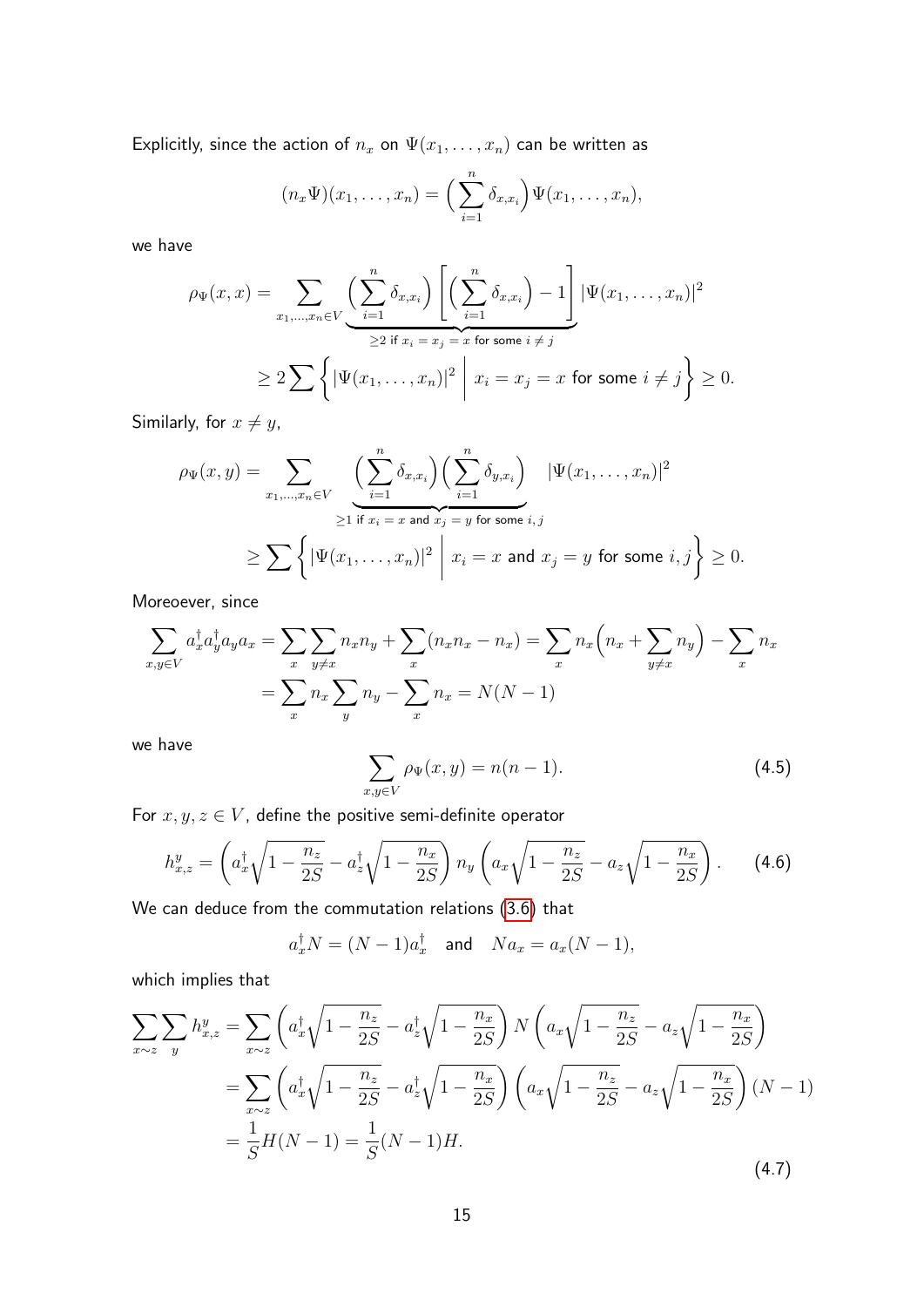Explicitly, since the action of $n_x$ on $\Psi(x_1, \dots, x_n)$ can be written as

$$
(n_x \Psi)(x_1, \dots, x_n) = \Big( \sum_{i=1}^{n} \delta_{x,x_i} \Big) \Psi(x_1, \dots, x_n),
$$

we have

$$
\begin{aligned}
\rho_\Psi(x,x) &= \sum_{x_1,\dots,x_n \in V} \underbrace{\Big( \sum_{i=1}^{n} \delta_{x,x_i} \Big) \left[ \Big( \sum_{i=1}^{n} \delta_{x,x_i} \Big) - 1 \right]}_{\geq 2 \text{ if } x_i = x_j = x \text{ for some } i \neq j} |\Psi(x_1,\dots,x_n)|^2 \\
&\geq 2 \sum \left\{ |\Psi(x_1,\dots,x_n)|^2 \;\middle|\; x_i = x_j = x \text{ for some } i \neq j \right\} \geq 0.
\end{aligned}
$$

Similarly, for $x \neq y$,

$$
\begin{aligned}
\rho_\Psi(x,y) &= \sum_{x_1,\dots,x_n \in V} \underbrace{\Big( \sum_{i=1}^{n} \delta_{x,x_i} \Big) \Big( \sum_{i=1}^{n} \delta_{y,x_i} \Big)}_{\geq 1 \text{ if } x_i = x \text{ and } x_j = y \text{ for some } i,j} |\Psi(x_1,\dots,x_n)|^2 \\
&\geq \sum \left\{ |\Psi(x_1,\dots,x_n)|^2 \;\middle|\; x_i = x \text{ and } x_j = y \text{ for some } i,j \right\} \geq 0.
\end{aligned}
$$

Moreoever, since

$$
\begin{aligned}
\sum_{x,y \in V} a_x^\dagger a_y^\dagger a_y a_x &= \sum_x \sum_{y \neq x} n_x n_y + \sum_x (n_x n_x - n_x) = \sum_x n_x \Big( n_x + \sum_{y \neq x} n_y \Big) - \sum_x n_x \\
&= \sum_x n_x \sum_y n_y - \sum_x n_x = N(N-1)
\end{aligned}
$$

we have

$$
\sum_{x,y \in V} \rho_\Psi(x,y) = n(n-1). \tag{4.5}
$$

For $x, y, z \in V$, define the positive semi-definite operator

$$
h_{x,z}^y = \left( a_x^\dagger \sqrt{1 - \frac{n_z}{2S}} - a_z^\dagger \sqrt{1 - \frac{n_x}{2S}} \right) n_y \left( a_x \sqrt{1 - \frac{n_z}{2S}} - a_z \sqrt{1 - \frac{n_x}{2S}} \right). \tag{4.6}
$$

We can deduce from the commutation relations (3.6) that

$$
a_x^\dagger N = (N-1) a_x^\dagger \quad \text{and} \quad N a_x = a_x (N-1),
$$

which implies that

$$
\begin{aligned}
\sum_{x \sim z} \sum_y h_{x,z}^y &= \sum_{x \sim z} \left( a_x^\dagger \sqrt{1 - \frac{n_z}{2S}} - a_z^\dagger \sqrt{1 - \frac{n_x}{2S}} \right) N \left( a_x \sqrt{1 - \frac{n_z}{2S}} - a_z \sqrt{1 - \frac{n_x}{2S}} \right) \\
&= \sum_{x \sim z} \left( a_x^\dagger \sqrt{1 - \frac{n_z}{2S}} - a_z^\dagger \sqrt{1 - \frac{n_x}{2S}} \right) \left( a_x \sqrt{1 - \frac{n_z}{2S}} - a_z \sqrt{1 - \frac{n_x}{2S}} \right) (N-1) \\
&= \frac{1}{S} H(N-1) = \frac{1}{S}(N-1)H.
\end{aligned} \tag{4.7}
$$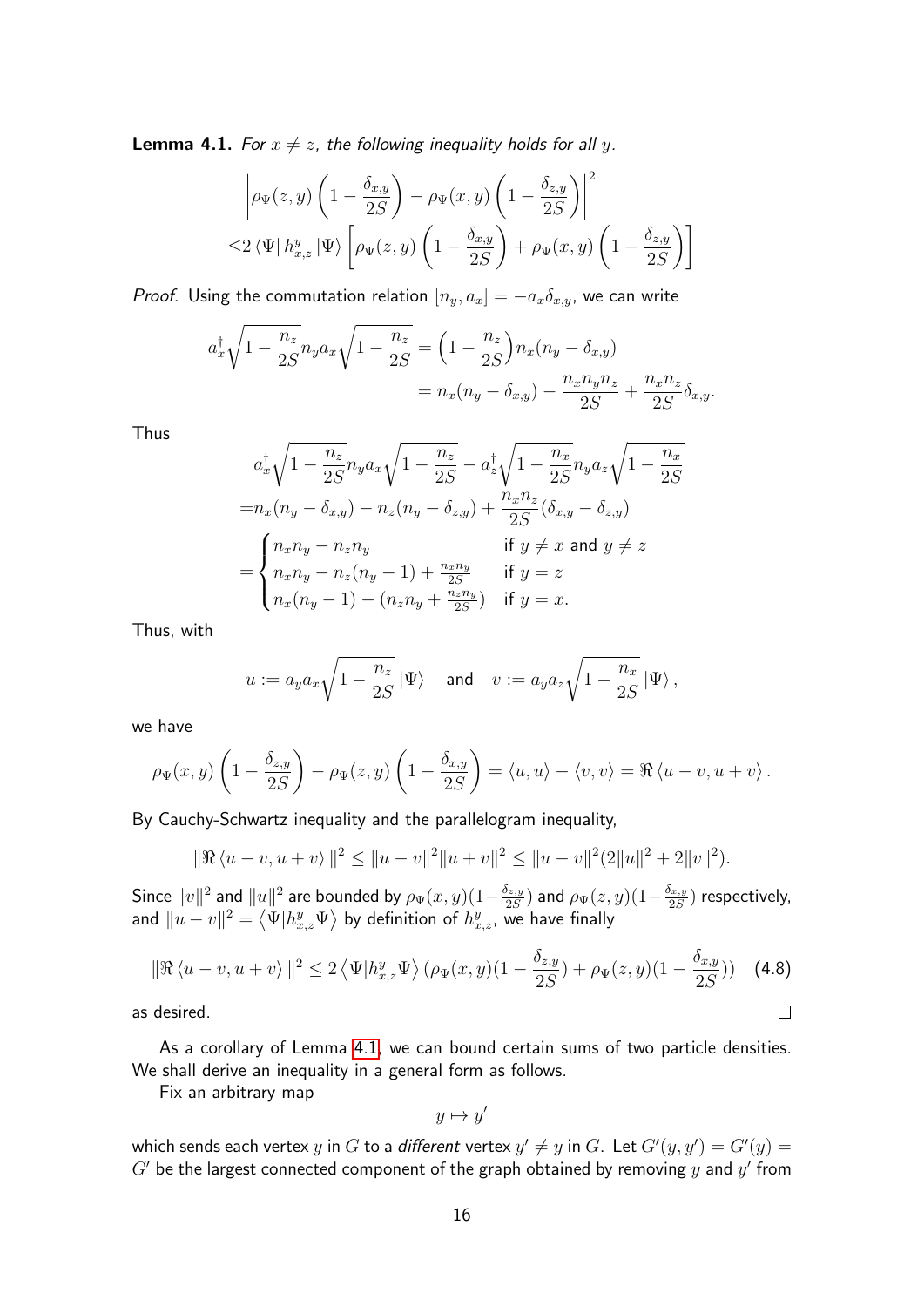**Lemma 4.1.** *For $x \neq z$, the following inequality holds for all $y$.*

$$\begin{aligned}
&\left|\rho_\Psi(z,y)\left(1-\frac{\delta_{x,y}}{2S}\right)-\rho_\Psi(x,y)\left(1-\frac{\delta_{z,y}}{2S}\right)\right|^2 \\
\leq& 2\left\langle\Psi\right| h^y_{x,z}\left|\Psi\right\rangle\left[\rho_\Psi(z,y)\left(1-\frac{\delta_{x,y}}{2S}\right)+\rho_\Psi(x,y)\left(1-\frac{\delta_{z,y}}{2S}\right)\right]
\end{aligned}$$

*Proof.* Using the commutation relation $[n_y, a_x] = -a_x\delta_{x,y}$, we can write

$$\begin{aligned}
a_x^\dagger\sqrt{1-\frac{n_z}{2S}}n_y a_x\sqrt{1-\frac{n_z}{2S}} &= \Big(1-\frac{n_z}{2S}\Big)n_x(n_y-\delta_{x,y}) \\
&= n_x(n_y-\delta_{x,y}) - \frac{n_x n_y n_z}{2S} + \frac{n_x n_z}{2S}\delta_{x,y}.
\end{aligned}$$

Thus

$$\begin{aligned}
&a_x^\dagger\sqrt{1-\frac{n_z}{2S}}n_y a_x\sqrt{1-\frac{n_z}{2S}} - a_z^\dagger\sqrt{1-\frac{n_x}{2S}}n_y a_z\sqrt{1-\frac{n_x}{2S}} \\
=& n_x(n_y-\delta_{x,y}) - n_z(n_y-\delta_{z,y}) + \frac{n_x n_z}{2S}(\delta_{x,y}-\delta_{z,y}) \\
=& \begin{cases} n_x n_y - n_z n_y & \text{if } y \neq x \text{ and } y \neq z \\ n_x n_y - n_z(n_y-1) + \frac{n_x n_y}{2S} & \text{if } y = z \\ n_x(n_y-1) - (n_z n_y + \frac{n_z n_y}{2S}) & \text{if } y = x. \end{cases}
\end{aligned}$$

Thus, with

$$u := a_y a_x\sqrt{1-\frac{n_z}{2S}}\left|\Psi\right\rangle \quad \text{and} \quad v := a_y a_z\sqrt{1-\frac{n_x}{2S}}\left|\Psi\right\rangle,$$

we have

$$\rho_\Psi(x,y)\left(1-\frac{\delta_{z,y}}{2S}\right) - \rho_\Psi(z,y)\left(1-\frac{\delta_{x,y}}{2S}\right) = \langle u,u\rangle - \langle v,v\rangle = \Re\langle u-v, u+v\rangle.$$

By Cauchy-Schwartz inequality and the parallelogram inequality,

$$\|\Re\langle u-v,u+v\rangle\|^2 \leq \|u-v\|^2\|u+v\|^2 \leq \|u-v\|^2(2\|u\|^2+2\|v\|^2).$$

Since $\|v\|^2$ and $\|u\|^2$ are bounded by $\rho_\Psi(x,y)(1-\frac{\delta_{z,y}}{2S})$ and $\rho_\Psi(z,y)(1-\frac{\delta_{x,y}}{2S})$ respectively, and $\|u-v\|^2 = \left\langle\Psi|h^y_{x,z}\Psi\right\rangle$ by definition of $h^y_{x,z}$, we have finally

$$\|\Re\langle u-v,u+v\rangle\|^2 \leq 2\left\langle\Psi|h^y_{x,z}\Psi\right\rangle(\rho_\Psi(x,y)(1-\frac{\delta_{z,y}}{2S}) + \rho_\Psi(z,y)(1-\frac{\delta_{x,y}}{2S})) \quad (4.8)$$

as desired. $\square$

As a corollary of Lemma 4.1, we can bound certain sums of two particle densities. We shall derive an inequality in a general form as follows.

Fix an arbitrary map

$$y \mapsto y'$$

which sends each vertex $y$ in $G$ to a *different* vertex $y' \neq y$ in $G$. Let $G'(y,y') = G'(y) = G'$ be the largest connected component of the graph obtained by removing $y$ and $y'$ from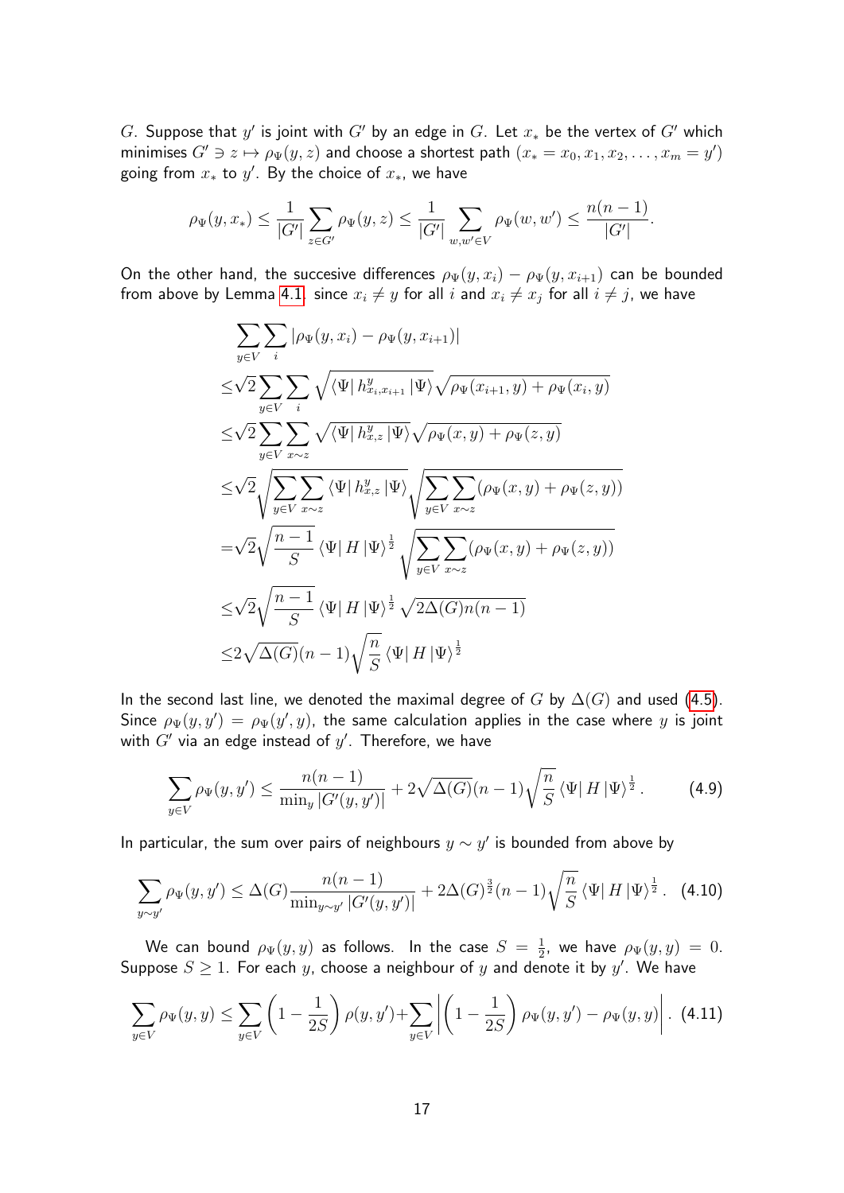$G$. Suppose that $y'$ is joint with $G'$ by an edge in $G$. Let $x_*$ be the vertex of $G'$ which minimises $G' \ni z \mapsto \rho_\Psi(y, z)$ and choose a shortest path $(x_* = x_0, x_1, x_2, \ldots, x_m = y')$ going from $x_*$ to $y'$. By the choice of $x_*$, we have

$$\rho_\Psi(y, x_*) \leq \frac{1}{|G'|} \sum_{z \in G'} \rho_\Psi(y, z) \leq \frac{1}{|G'|} \sum_{w, w' \in V} \rho_\Psi(w, w') \leq \frac{n(n-1)}{|G'|}.$$

On the other hand, the succesive differences $\rho_\Psi(y, x_i) - \rho_\Psi(y, x_{i+1})$ can be bounded from above by Lemma 4.1. since $x_i \neq y$ for all $i$ and $x_i \neq x_j$ for all $i \neq j$, we have

$$\begin{aligned}
&\sum_{y \in V} \sum_i |\rho_\Psi(y, x_i) - \rho_\Psi(y, x_{i+1})| \\
\leq &\sqrt{2} \sum_{y \in V} \sum_i \sqrt{\langle \Psi | \, h^y_{x_i, x_{i+1}} \, | \Psi \rangle} \sqrt{\rho_\Psi(x_{i+1}, y) + \rho_\Psi(x_i, y)} \\
\leq &\sqrt{2} \sum_{y \in V} \sum_{x \sim z} \sqrt{\langle \Psi | \, h^y_{x,z} \, | \Psi \rangle} \sqrt{\rho_\Psi(x, y) + \rho_\Psi(z, y)} \\
\leq &\sqrt{2} \sqrt{\sum_{y \in V} \sum_{x \sim z} \langle \Psi | \, h^y_{x,z} \, | \Psi \rangle} \sqrt{\sum_{y \in V} \sum_{x \sim z} (\rho_\Psi(x, y) + \rho_\Psi(z, y))} \\
= &\sqrt{2} \sqrt{\frac{n-1}{S}} \langle \Psi | \, H \, | \Psi \rangle^{\frac{1}{2}} \sqrt{\sum_{y \in V} \sum_{x \sim z} (\rho_\Psi(x, y) + \rho_\Psi(z, y))} \\
\leq &\sqrt{2} \sqrt{\frac{n-1}{S}} \langle \Psi | \, H \, | \Psi \rangle^{\frac{1}{2}} \sqrt{2\Delta(G) n(n-1)} \\
\leq &2\sqrt{\Delta(G)}(n-1) \sqrt{\frac{n}{S}} \langle \Psi | \, H \, | \Psi \rangle^{\frac{1}{2}}
\end{aligned}$$

In the second last line, we denoted the maximal degree of $G$ by $\Delta(G)$ and used (4.5). Since $\rho_\Psi(y, y') = \rho_\Psi(y', y)$, the same calculation applies in the case where $y$ is joint with $G'$ via an edge instead of $y'$. Therefore, we have

$$\sum_{y \in V} \rho_\Psi(y, y') \leq \frac{n(n-1)}{\min_y |G'(y, y')|} + 2\sqrt{\Delta(G)}(n-1) \sqrt{\frac{n}{S}} \langle \Psi | \, H \, | \Psi \rangle^{\frac{1}{2}}. \tag{4.9}$$

In particular, the sum over pairs of neighbours $y \sim y'$ is bounded from above by

$$\sum_{y \sim y'} \rho_\Psi(y, y') \leq \Delta(G) \frac{n(n-1)}{\min_{y \sim y'} |G'(y, y')|} + 2\Delta(G)^{\frac{3}{2}}(n-1) \sqrt{\frac{n}{S}} \langle \Psi | \, H \, | \Psi \rangle^{\frac{1}{2}}. \tag{4.10}$$

We can bound $\rho_\Psi(y, y)$ as follows. In the case $S = \frac{1}{2}$, we have $\rho_\Psi(y, y) = 0$. Suppose $S \geq 1$. For each $y$, choose a neighbour of $y$ and denote it by $y'$. We have

$$\sum_{y \in V} \rho_\Psi(y, y) \leq \sum_{y \in V} \left(1 - \frac{1}{2S}\right) \rho(y, y') + \sum_{y \in V} \left| \left(1 - \frac{1}{2S}\right) \rho_\Psi(y, y') - \rho_\Psi(y, y) \right|. \tag{4.11}$$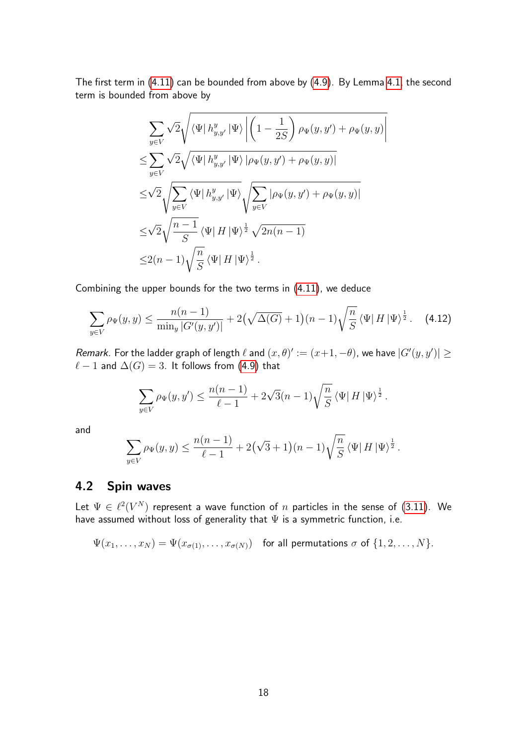The first term in (4.11) can be bounded from above by (4.9). By Lemma 4.1, the second term is bounded from above by

$$
\begin{aligned}
&\sum_{y\in V}\sqrt{2}\sqrt{\langle\Psi|\,h^y_{y,y'}\,|\Psi\rangle\left|\left(1-\frac{1}{2S}\right)\rho_\Psi(y,y')+\rho_\Psi(y,y)\right|}\\
\leq&\sum_{y\in V}\sqrt{2}\sqrt{\langle\Psi|\,h^y_{y,y'}\,|\Psi\rangle\,|\rho_\Psi(y,y')+\rho_\Psi(y,y)|}\\
\leq&\sqrt{2}\sqrt{\sum_{y\in V}\langle\Psi|\,h^y_{y,y'}\,|\Psi\rangle}\sqrt{\sum_{y\in V}|\rho_\Psi(y,y')+\rho_\Psi(y,y)|}\\
\leq&\sqrt{2}\sqrt{\frac{n-1}{S}}\,\langle\Psi|\,H\,|\Psi\rangle^{\frac{1}{2}}\,\sqrt{2n(n-1)}\\
\leq&2(n-1)\sqrt{\frac{n}{S}}\,\langle\Psi|\,H\,|\Psi\rangle^{\frac{1}{2}}\,.
\end{aligned}
$$

Combining the upper bounds for the two terms in (4.11), we deduce

$$
\sum_{y\in V}\rho_\Psi(y,y)\leq\frac{n(n-1)}{\min_y|G'(y,y')|}+2\big(\sqrt{\Delta(G)}+1\big)(n-1)\sqrt{\frac{n}{S}}\,\langle\Psi|\,H\,|\Psi\rangle^{\frac{1}{2}}\,. \tag{4.12}
$$

*Remark.* For the ladder graph of length $\ell$ and $(x,\theta)':=(x+1,-\theta)$, we have $|G'(y,y')|\geq\ell-1$ and $\Delta(G)=3$. It follows from (4.9) that

$$
\sum_{y\in V}\rho_\Psi(y,y')\leq\frac{n(n-1)}{\ell-1}+2\sqrt{3}(n-1)\sqrt{\frac{n}{S}}\,\langle\Psi|\,H\,|\Psi\rangle^{\frac{1}{2}}\,.
$$

and

$$
\sum_{y\in V}\rho_\Psi(y,y)\leq\frac{n(n-1)}{\ell-1}+2\big(\sqrt{3}+1\big)(n-1)\sqrt{\frac{n}{S}}\,\langle\Psi|\,H\,|\Psi\rangle^{\frac{1}{2}}\,.
$$

## 4.2 Spin waves

Let $\Psi\in\ell^2(V^N)$ represent a wave function of $n$ particles in the sense of (3.11). We have assumed without loss of generality that $\Psi$ is a symmetric function, i.e.

$$
\Psi(x_1,\ldots,x_N)=\Psi(x_{\sigma(1)},\ldots,x_{\sigma(N)})\quad\text{for all permutations }\sigma\text{ of }\{1,2,\ldots,N\}.
$$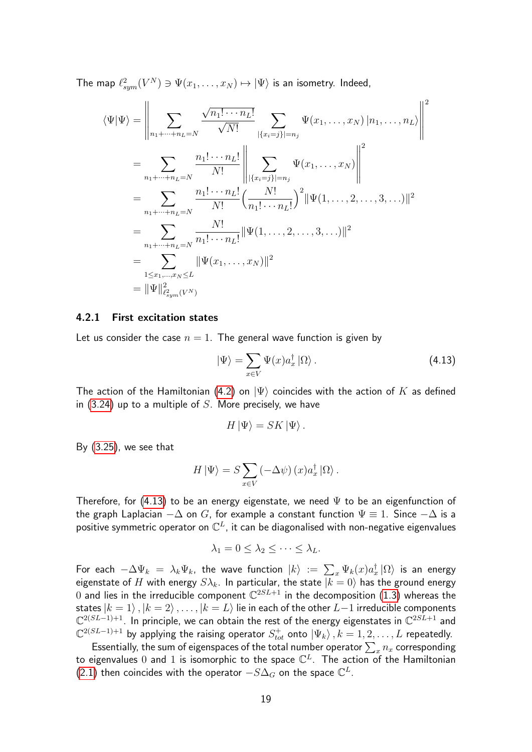The map $\ell^2_{sym}(V^N) \ni \Psi(x_1, \ldots, x_N) \mapsto |\Psi\rangle$ is an isometry. Indeed,

$$
\begin{aligned}
\langle \Psi | \Psi \rangle &= \left\| \sum_{n_1+\cdots+n_L=N} \frac{\sqrt{n_1! \cdots n_L!}}{\sqrt{N!}} \sum_{|\{x_i=j\}|=n_j} \Psi(x_1, \ldots, x_N) \, |n_1, \ldots, n_L\rangle \right\|^2 \\
&= \sum_{n_1+\cdots+n_L=N} \frac{n_1! \cdots n_L!}{N!} \left\| \sum_{|\{x_i=j\}|=n_j} \Psi(x_1, \ldots, x_N) \right\|^2 \\
&= \sum_{n_1+\cdots+n_L=N} \frac{n_1! \cdots n_L!}{N!} \Big( \frac{N!}{n_1! \cdots n_L!} \Big)^2 \| \Psi(1, \ldots, 2, \ldots, 3, \ldots) \|^2 \\
&= \sum_{n_1+\cdots+n_L=N} \frac{N!}{n_1! \cdots n_L!} \| \Psi(1, \ldots, 2, \ldots, 3, \ldots) \|^2 \\
&= \sum_{1 \le x_1, \ldots, x_N \le L} \| \Psi(x_1, \ldots, x_N) \|^2 \\
&= \| \Psi \|^2_{\ell^2_{sym}(V^N)}
\end{aligned}
$$

### 4.2.1 First excitation states

Let us consider the case $n = 1$. The general wave function is given by

$$
|\Psi\rangle = \sum_{x \in V} \Psi(x) a_x^\dagger |\Omega\rangle . \tag{4.13}
$$

The action of the Hamiltonian (4.2) on $|\Psi\rangle$ coincides with the action of $K$ as defined in (3.24) up to a multiple of $S$. More precisely, we have

$$
H |\Psi\rangle = SK |\Psi\rangle .
$$

By (3.25), we see that

$$
H |\Psi\rangle = S \sum_{x \in V} \left( -\Delta \psi \right)(x) a_x^\dagger |\Omega\rangle .
$$

Therefore, for (4.13) to be an energy eigenstate, we need $\Psi$ to be an eigenfunction of the graph Laplacian $-\Delta$ on $G$, for example a constant function $\Psi \equiv 1$. Since $-\Delta$ is a positive symmetric operator on $\mathbb{C}^L$, it can be diagonalised with non-negative eigenvalues

$$
\lambda_1 = 0 \le \lambda_2 \le \cdots \le \lambda_L .
$$

For each $-\Delta \Psi_k = \lambda_k \Psi_k$, the wave function $|k\rangle := \sum_x \Psi_k(x) a_x^\dagger |\Omega\rangle$ is an energy eigenstate of $H$ with energy $S\lambda_k$. In particular, the state $|k = 0\rangle$ has the ground energy $0$ and lies in the irreducible component $\mathbb{C}^{2SL+1}$ in the decomposition (1.3) whereas the states $|k = 1\rangle, |k = 2\rangle, \ldots, |k = L\rangle$ lie in each of the other $L-1$ irreducible components $\mathbb{C}^{2(SL-1)+1}$. In principle, we can obtain the rest of the energy eigenstates in $\mathbb{C}^{2SL+1}$ and $\mathbb{C}^{2(SL-1)+1}$ by applying the raising operator $S^+_{tot}$ onto $|\Psi_k\rangle, k = 1, 2, \ldots, L$ repeatedly.

Essentially, the sum of eigenspaces of the total number operator $\sum_x n_x$ corresponding to eigenvalues $0$ and $1$ is isomorphic to the space $\mathbb{C}^L$. The action of the Hamiltonian (2.1) then coincides with the operator $-S\Delta_G$ on the space $\mathbb{C}^L$.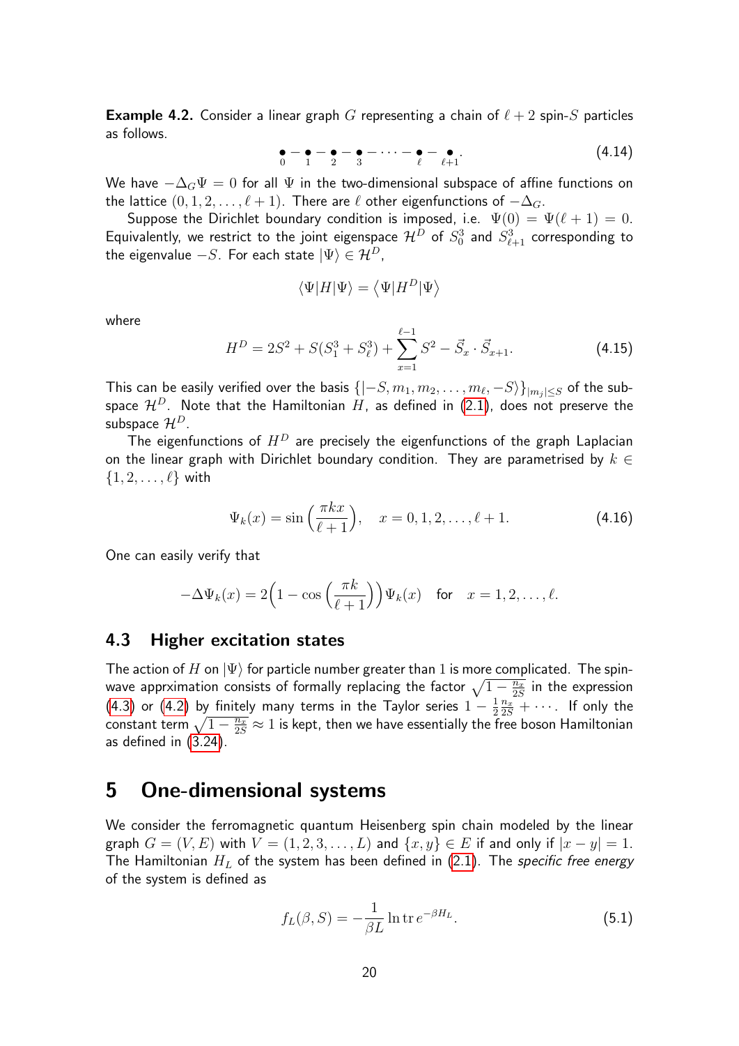**Example 4.2.** Consider a linear graph $G$ representing a chain of $\ell + 2$ spin-$S$ particles as follows.

$$\underset{0}{\bullet} - \underset{1}{\bullet} - \underset{2}{\bullet} - \underset{3}{\bullet} - \cdots - \underset{\ell}{\bullet} - \underset{\ell+1}{\bullet}. \tag{4.14}$$

We have $-\Delta_G \Psi = 0$ for all $\Psi$ in the two-dimensional subspace of affine functions on the lattice $(0, 1, 2, \ldots, \ell + 1)$. There are $\ell$ other eigenfunctions of $-\Delta_G$.

Suppose the Dirichlet boundary condition is imposed, i.e. $\Psi(0) = \Psi(\ell + 1) = 0$. Equivalently, we restrict to the joint eigenspace $\mathcal{H}^D$ of $S_0^3$ and $S_{\ell+1}^3$ corresponding to the eigenvalue $-S$. For each state $|\Psi\rangle \in \mathcal{H}^D$,

$$\langle \Psi | H | \Psi \rangle = \langle \Psi | H^D | \Psi \rangle$$

where

$$H^D = 2S^2 + S(S_1^3 + S_\ell^3) + \sum_{x=1}^{\ell-1} S^2 - \vec{S}_x \cdot \vec{S}_{x+1}. \tag{4.15}$$

This can be easily verified over the basis $\{|-S, m_1, m_2, \ldots, m_\ell, -S\rangle\}_{|m_j| \le S}$ of the subspace $\mathcal{H}^D$. Note that the Hamiltonian $H$, as defined in (2.1), does not preserve the subspace $\mathcal{H}^D$.

The eigenfunctions of $H^D$ are precisely the eigenfunctions of the graph Laplacian on the linear graph with Dirichlet boundary condition. They are parametrised by $k \in \{1, 2, \ldots, \ell\}$ with

$$\Psi_k(x) = \sin\Big(\frac{\pi k x}{\ell + 1}\Big), \quad x = 0, 1, 2, \ldots, \ell + 1. \tag{4.16}$$

One can easily verify that

$$-\Delta \Psi_k(x) = 2\Big(1 - \cos\Big(\frac{\pi k}{\ell + 1}\Big)\Big)\Psi_k(x) \quad \text{for} \quad x = 1, 2, \ldots, \ell.$$

### 4.3 Higher excitation states

The action of $H$ on $|\Psi\rangle$ for particle number greater than 1 is more complicated. The spin-wave apprximation consists of formally replacing the factor $\sqrt{1 - \frac{n_x}{2S}}$ in the expression (4.3) or (4.2) by finitely many terms in the Taylor series $1 - \frac{1}{2}\frac{n_x}{2S} + \cdots$. If only the constant term $\sqrt{1 - \frac{n_x}{2S}} \approx 1$ is kept, then we have essentially the free boson Hamiltonian as defined in (3.24).

## 5 One-dimensional systems

We consider the ferromagnetic quantum Heisenberg spin chain modeled by the linear graph $G = (V, E)$ with $V = (1, 2, 3, \ldots, L)$ and $\{x, y\} \in E$ if and only if $|x - y| = 1$. The Hamiltonian $H_L$ of the system has been defined in (2.1). The *specific free energy* of the system is defined as

$$f_L(\beta, S) = -\frac{1}{\beta L} \ln \operatorname{tr} e^{-\beta H_L}. \tag{5.1}$$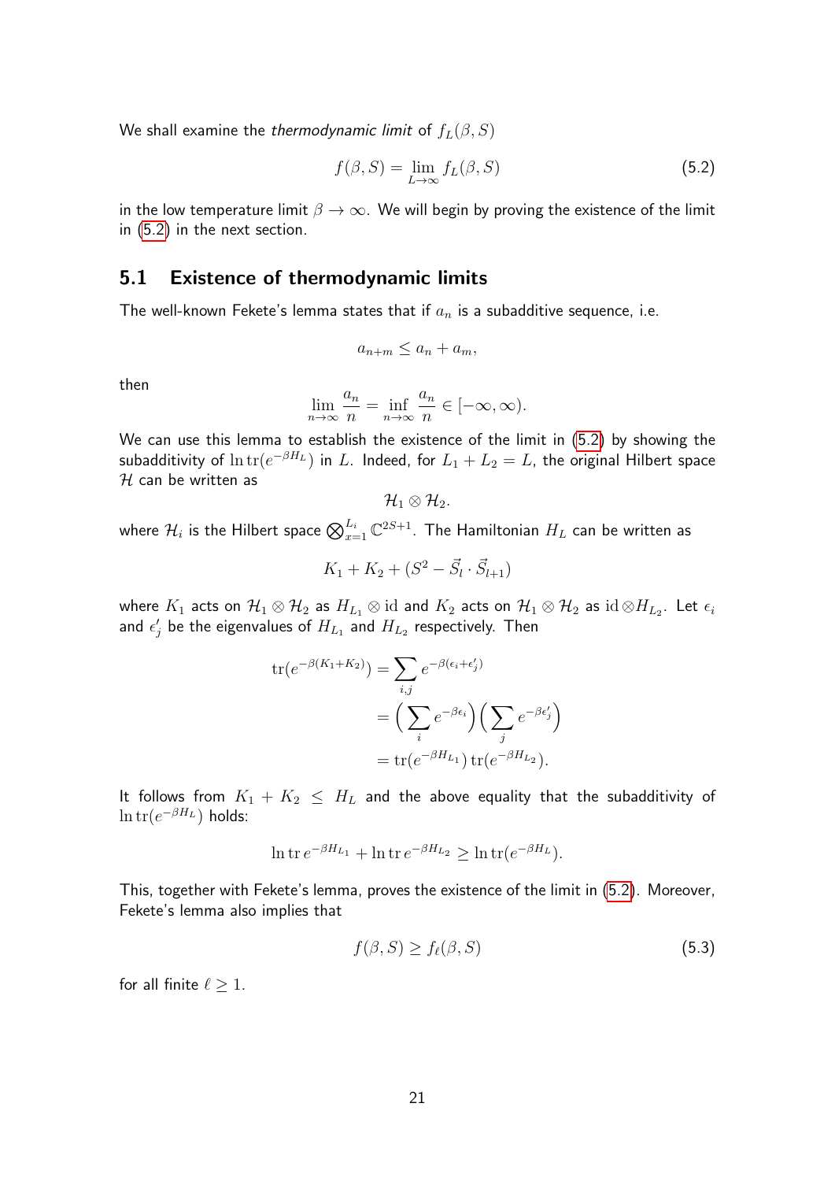We shall examine the *thermodynamic limit* of $f_L(\beta, S)$

$$f(\beta, S) = \lim_{L\to\infty} f_L(\beta, S) \tag{5.2}$$

in the low temperature limit $\beta \to \infty$. We will begin by proving the existence of the limit in (5.2) in the next section.

## 5.1 Existence of thermodynamic limits

The well-known Fekete's lemma states that if $a_n$ is a subadditive sequence, i.e.

$$a_{n+m} \leq a_n + a_m,$$

then

$$\lim_{n\to\infty} \frac{a_n}{n} = \inf_{n\to\infty} \frac{a_n}{n} \in [-\infty, \infty).$$

We can use this lemma to establish the existence of the limit in (5.2) by showing the subadditivity of $\ln \operatorname{tr}(e^{-\beta H_L})$ in $L$. Indeed, for $L_1 + L_2 = L$, the original Hilbert space $\mathcal{H}$ can be written as

$$\mathcal{H}_1 \otimes \mathcal{H}_2.$$

where $\mathcal{H}_i$ is the Hilbert space $\bigotimes_{x=1}^{L_i} \mathbb{C}^{2S+1}$. The Hamiltonian $H_L$ can be written as

$$K_1 + K_2 + (S^2 - \vec{S}_l \cdot \vec{S}_{l+1})$$

where $K_1$ acts on $\mathcal{H}_1 \otimes \mathcal{H}_2$ as $H_{L_1} \otimes \mathrm{id}$ and $K_2$ acts on $\mathcal{H}_1 \otimes \mathcal{H}_2$ as $\mathrm{id} \otimes H_{L_2}$. Let $\epsilon_i$ and $\epsilon'_j$ be the eigenvalues of $H_{L_1}$ and $H_{L_2}$ respectively. Then

$$\begin{aligned}
\operatorname{tr}(e^{-\beta(K_1+K_2)}) &= \sum_{i,j} e^{-\beta(\epsilon_i + \epsilon'_j)} \\
&= \Big( \sum_i e^{-\beta\epsilon_i} \Big) \Big( \sum_j e^{-\beta\epsilon'_j} \Big) \\
&= \operatorname{tr}(e^{-\beta H_{L_1}}) \operatorname{tr}(e^{-\beta H_{L_2}}).
\end{aligned}$$

It follows from $K_1 + K_2 \leq H_L$ and the above equality that the subadditivity of $\ln \operatorname{tr}(e^{-\beta H_L})$ holds:

$$\ln \operatorname{tr} e^{-\beta H_{L_1}} + \ln \operatorname{tr} e^{-\beta H_{L_2}} \geq \ln \operatorname{tr}(e^{-\beta H_L}).$$

This, together with Fekete's lemma, proves the existence of the limit in (5.2). Moreover, Fekete's lemma also implies that

$$f(\beta, S) \geq f_\ell(\beta, S) \tag{5.3}$$

for all finite $\ell \geq 1$.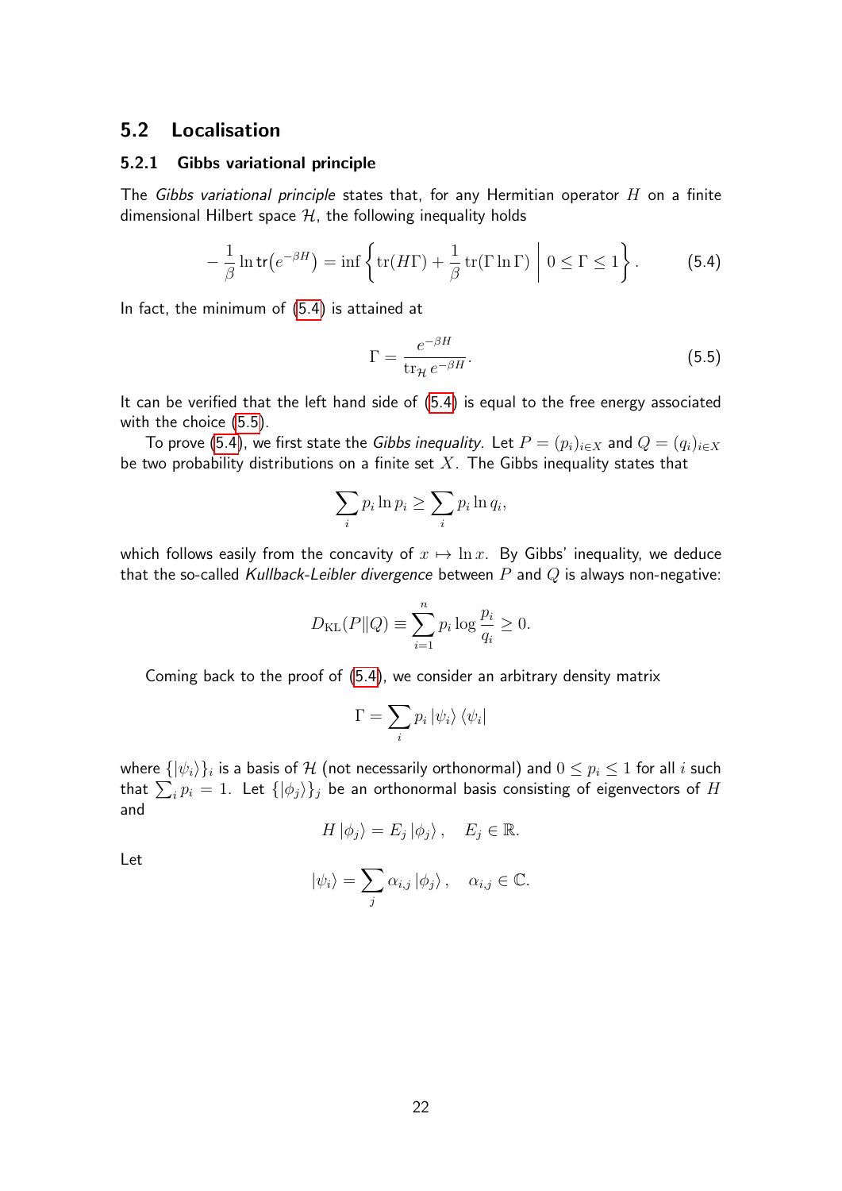## 5.2 Localisation

### 5.2.1 Gibbs variational principle

The *Gibbs variational principle* states that, for any Hermitian operator $H$ on a finite dimensional Hilbert space $\mathcal{H}$, the following inequality holds

$$-\frac{1}{\beta}\ln \mathrm{tr}\big(e^{-\beta H}\big) = \inf\left\{\mathrm{tr}(H\Gamma) + \frac{1}{\beta}\mathrm{tr}(\Gamma\ln\Gamma)\ \middle|\ 0 \le \Gamma \le 1\right\}. \tag{5.4}$$

In fact, the minimum of (5.4) is attained at

$$\Gamma = \frac{e^{-\beta H}}{\mathrm{tr}_{\mathcal{H}}\, e^{-\beta H}}. \tag{5.5}$$

It can be verified that the left hand side of (5.4) is equal to the free energy associated with the choice (5.5).

To prove (5.4), we first state the *Gibbs inequality*. Let $P = (p_i)_{i\in X}$ and $Q = (q_i)_{i\in X}$ be two probability distributions on a finite set $X$. The Gibbs inequality states that

$$\sum_i p_i \ln p_i \ge \sum_i p_i \ln q_i,$$

which follows easily from the concavity of $x \mapsto \ln x$. By Gibbs' inequality, we deduce that the so-called *Kullback-Leibler divergence* between $P$ and $Q$ is always non-negative:

$$D_{\mathrm{KL}}(P\|Q) \equiv \sum_{i=1}^{n} p_i \log\frac{p_i}{q_i} \ge 0.$$

Coming back to the proof of (5.4), we consider an arbitrary density matrix

$$\Gamma = \sum_i p_i \left|\psi_i\right\rangle \left\langle\psi_i\right|$$

where $\{\left|\psi_i\right\rangle\}_i$ is a basis of $\mathcal{H}$ (not necessarily orthonormal) and $0 \le p_i \le 1$ for all $i$ such that $\sum_i p_i = 1$. Let $\{\left|\phi_j\right\rangle\}_j$ be an orthonormal basis consisting of eigenvectors of $H$ and

$$H\left|\phi_j\right\rangle = E_j\left|\phi_j\right\rangle, \quad E_j \in \mathbb{R}.$$

Let

$$\left|\psi_i\right\rangle = \sum_j \alpha_{i,j}\left|\phi_j\right\rangle, \quad \alpha_{i,j} \in \mathbb{C}.$$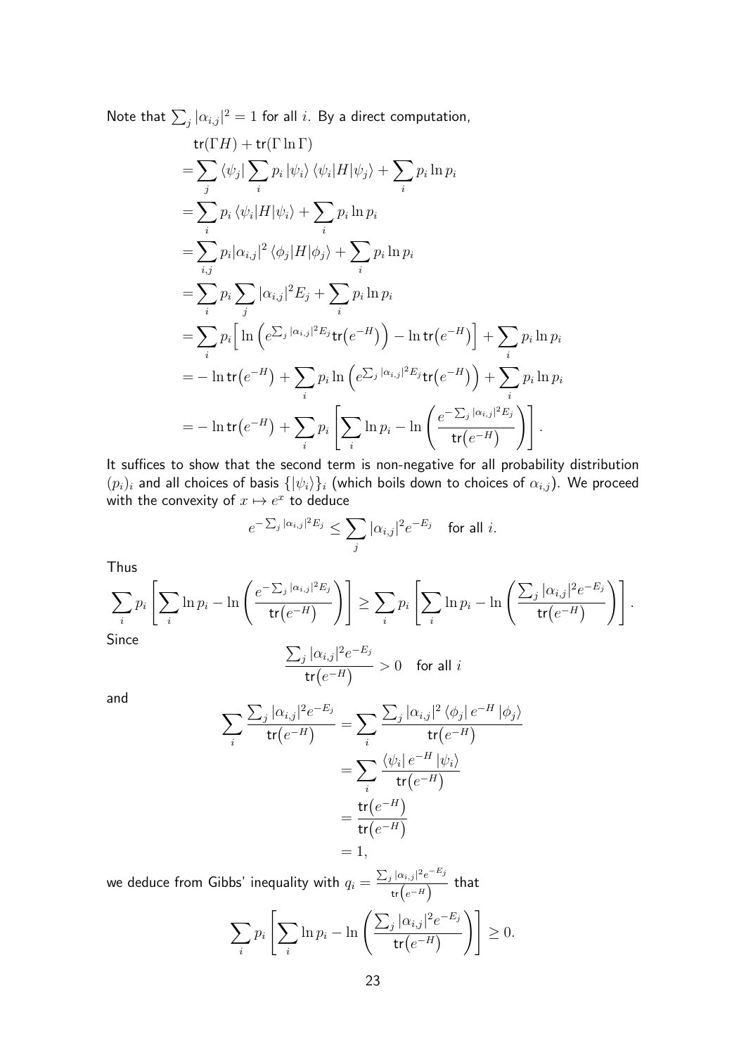Note that $\sum_j |\alpha_{i,j}|^2 = 1$ for all $i$. By a direct computation,

$$
\begin{aligned}
&\mathrm{tr}(\Gamma H) + \mathrm{tr}(\Gamma \ln \Gamma) \\
&= \sum_j \langle \psi_j | \sum_i p_i |\psi_i\rangle \langle \psi_i | H | \psi_j \rangle + \sum_i p_i \ln p_i \\
&= \sum_i p_i \langle \psi_i | H | \psi_i \rangle + \sum_i p_i \ln p_i \\
&= \sum_{i,j} p_i |\alpha_{i,j}|^2 \langle \phi_j | H | \phi_j \rangle + \sum_i p_i \ln p_i \\
&= \sum_i p_i \sum_j |\alpha_{i,j}|^2 E_j + \sum_i p_i \ln p_i \\
&= \sum_i p_i \Big[ \ln \left( e^{\sum_j |\alpha_{i,j}|^2 E_j} \mathrm{tr}\big(e^{-H}\big) \right) - \ln \mathrm{tr}\big(e^{-H}\big) \Big] + \sum_i p_i \ln p_i \\
&= -\ln \mathrm{tr}\big(e^{-H}\big) + \sum_i p_i \ln \left( e^{\sum_j |\alpha_{i,j}|^2 E_j} \mathrm{tr}\big(e^{-H}\big) \right) + \sum_i p_i \ln p_i \\
&= -\ln \mathrm{tr}\big(e^{-H}\big) + \sum_i p_i \left[ \sum_i \ln p_i - \ln \left( \frac{e^{-\sum_j |\alpha_{i,j}|^2 E_j}}{\mathrm{tr}\big(e^{-H}\big)} \right) \right].
\end{aligned}
$$

It suffices to show that the second term is non-negative for all probability distribution $(p_i)_i$ and all choices of basis $\{|\psi_i\rangle\}_i$ (which boils down to choices of $\alpha_{i,j}$). We proceed with the convexity of $x \mapsto e^x$ to deduce

$$
e^{-\sum_j |\alpha_{i,j}|^2 E_j} \leq \sum_j |\alpha_{i,j}|^2 e^{-E_j} \quad \text{for all } i.
$$

Thus

$$
\sum_i p_i \left[ \sum_i \ln p_i - \ln \left( \frac{e^{-\sum_j |\alpha_{i,j}|^2 E_j}}{\mathrm{tr}\big(e^{-H}\big)} \right) \right] \geq \sum_i p_i \left[ \sum_i \ln p_i - \ln \left( \frac{\sum_j |\alpha_{i,j}|^2 e^{-E_j}}{\mathrm{tr}\big(e^{-H}\big)} \right) \right].
$$

Since

$$
\frac{\sum_j |\alpha_{i,j}|^2 e^{-E_j}}{\mathrm{tr}\big(e^{-H}\big)} > 0 \quad \text{for all } i
$$

and

$$
\begin{aligned}
\sum_i \frac{\sum_j |\alpha_{i,j}|^2 e^{-E_j}}{\mathrm{tr}\big(e^{-H}\big)} &= \sum_i \frac{\sum_j |\alpha_{i,j}|^2 \langle \phi_j | e^{-H} | \phi_j \rangle}{\mathrm{tr}\big(e^{-H}\big)} \\
&= \sum_i \frac{\langle \psi_i | e^{-H} | \psi_i \rangle}{\mathrm{tr}\big(e^{-H}\big)} \\
&= \frac{\mathrm{tr}\big(e^{-H}\big)}{\mathrm{tr}\big(e^{-H}\big)} \\
&= 1,
\end{aligned}
$$

we deduce from Gibbs' inequality with $q_i = \frac{\sum_j |\alpha_{i,j}|^2 e^{-E_j}}{\mathrm{tr}\left(e^{-H}\right)}$ that

$$
\sum_i p_i \left[ \sum_i \ln p_i - \ln \left( \frac{\sum_j |\alpha_{i,j}|^2 e^{-E_j}}{\mathrm{tr}\big(e^{-H}\big)} \right) \right] \geq 0.
$$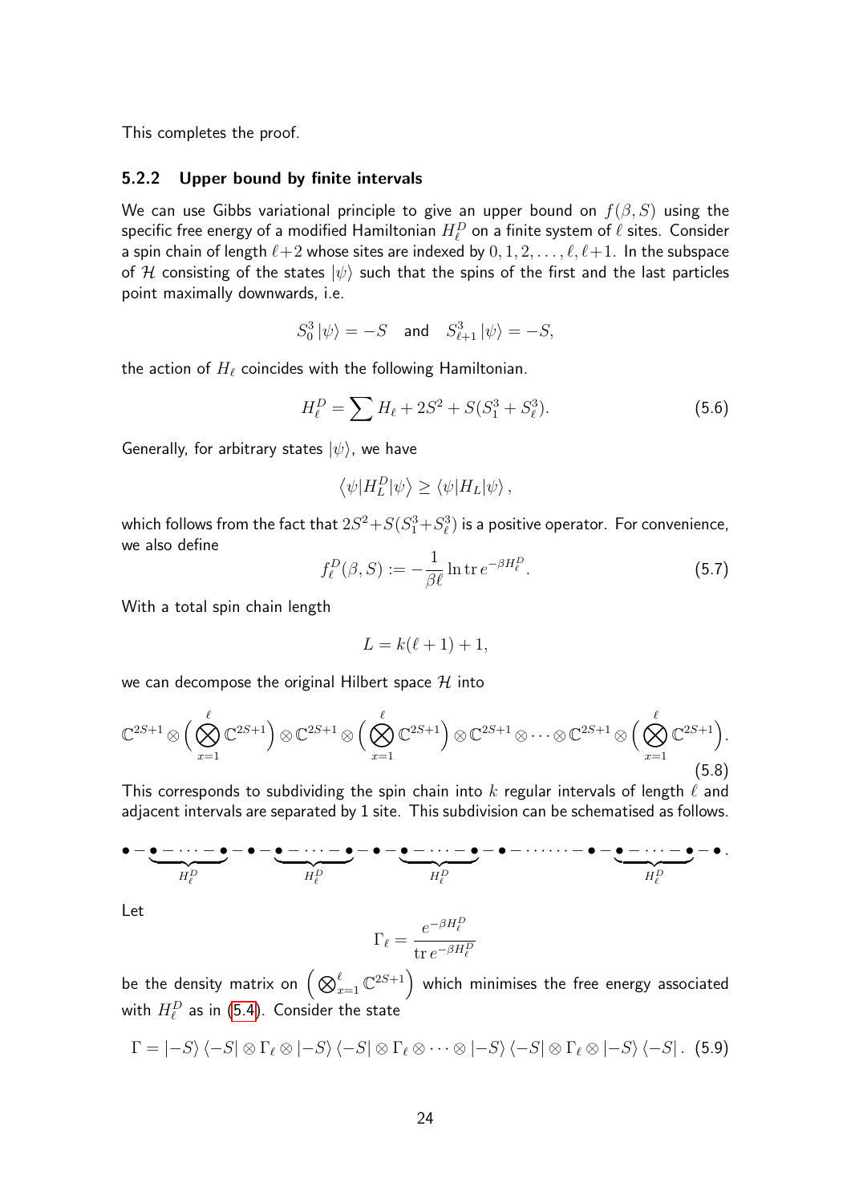This completes the proof.

### 5.2.2 Upper bound by finite intervals

We can use Gibbs variational principle to give an upper bound on $f(\beta, S)$ using the specific free energy of a modified Hamiltonian $H_\ell^D$ on a finite system of $\ell$ sites. Consider a spin chain of length $\ell+2$ whose sites are indexed by $0, 1, 2, \ldots, \ell, \ell+1$. In the subspace of $\mathcal{H}$ consisting of the states $|\psi\rangle$ such that the spins of the first and the last particles point maximally downwards, i.e.

$$S_0^3 |\psi\rangle = -S \quad \text{and} \quad S_{\ell+1}^3 |\psi\rangle = -S,$$

the action of $H_\ell$ coincides with the following Hamiltonian.

$$H_\ell^D = \sum H_\ell + 2S^2 + S(S_1^3 + S_\ell^3). \tag{5.6}$$

Generally, for arbitrary states $|\psi\rangle$, we have

$$\left\langle \psi | H_L^D | \psi \right\rangle \geq \left\langle \psi | H_L | \psi \right\rangle,$$

which follows from the fact that $2S^2 + S(S_1^3 + S_\ell^3)$ is a positive operator. For convenience, we also define

$$f_\ell^D(\beta, S) := -\frac{1}{\beta \ell} \ln \operatorname{tr} e^{-\beta H_\ell^D}. \tag{5.7}$$

With a total spin chain length

$$L = k(\ell+1) + 1,$$

we can decompose the original Hilbert space $\mathcal{H}$ into

$$\mathbb{C}^{2S+1} \otimes \Big( \bigotimes_{x=1}^{\ell} \mathbb{C}^{2S+1} \Big) \otimes \mathbb{C}^{2S+1} \otimes \Big( \bigotimes_{x=1}^{\ell} \mathbb{C}^{2S+1} \Big) \otimes \mathbb{C}^{2S+1} \otimes \cdots \otimes \mathbb{C}^{2S+1} \otimes \Big( \bigotimes_{x=1}^{\ell} \mathbb{C}^{2S+1} \Big). \tag{5.8}$$

This corresponds to subdividing the spin chain into $k$ regular intervals of length $\ell$ and adjacent intervals are separated by 1 site. This subdivision can be schematised as follows.

$$\bullet - \underbrace{\bullet - \cdots - \bullet}_{H_\ell^D} - \bullet - \underbrace{\bullet - \cdots - \bullet}_{H_\ell^D} - \bullet - \underbrace{\bullet - \cdots - \bullet}_{H_\ell^D} - \bullet - \cdots\cdots - \bullet - \underbrace{\bullet - \cdots - \bullet}_{H_\ell^D} - \bullet.$$

Let

$$\Gamma_\ell = \frac{e^{-\beta H_\ell^D}}{\operatorname{tr} e^{-\beta H_\ell^D}}$$

be the density matrix on $\Big( \bigotimes_{x=1}^{\ell} \mathbb{C}^{2S+1} \Big)$ which minimises the free energy associated with $H_\ell^D$ as in (5.4). Consider the state

$$\Gamma = |-S\rangle \langle -S| \otimes \Gamma_\ell \otimes |-S\rangle \langle -S| \otimes \Gamma_\ell \otimes \cdots \otimes |-S\rangle \langle -S| \otimes \Gamma_\ell \otimes |-S\rangle \langle -S|. \tag{5.9}$$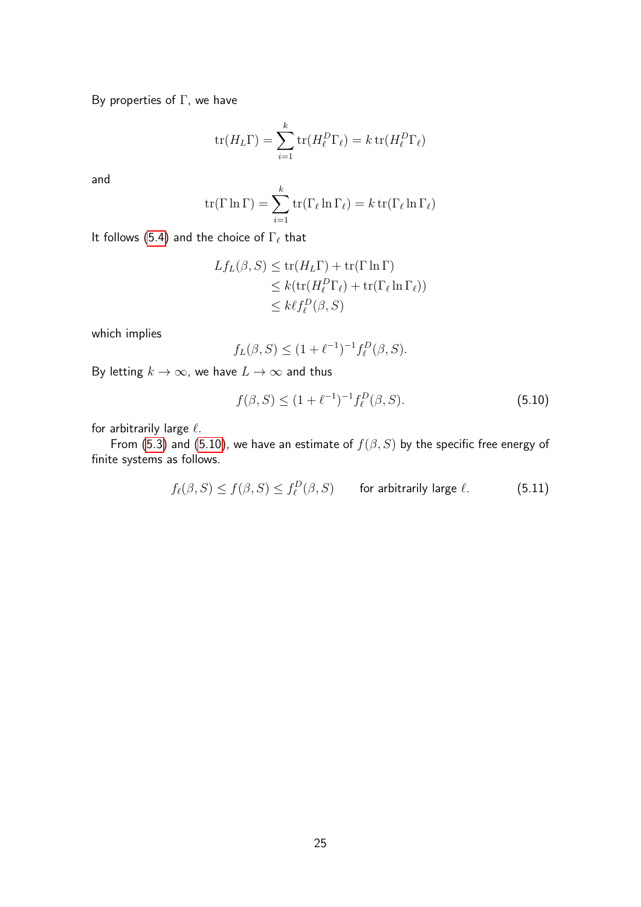By properties of $\Gamma$, we have

$$\mathrm{tr}(H_L\Gamma) = \sum_{i=1}^{k} \mathrm{tr}(H_\ell^D \Gamma_\ell) = k\,\mathrm{tr}(H_\ell^D \Gamma_\ell)$$

and

$$\mathrm{tr}(\Gamma \ln \Gamma) = \sum_{i=1}^{k} \mathrm{tr}(\Gamma_\ell \ln \Gamma_\ell) = k\,\mathrm{tr}(\Gamma_\ell \ln \Gamma_\ell)$$

It follows (5.4) and the choice of $\Gamma_\ell$ that

$$\begin{aligned} L f_L(\beta, S) &\leq \mathrm{tr}(H_L\Gamma) + \mathrm{tr}(\Gamma \ln \Gamma) \\ &\leq k(\mathrm{tr}(H_\ell^D \Gamma_\ell) + \mathrm{tr}(\Gamma_\ell \ln \Gamma_\ell)) \\ &\leq k\ell f_\ell^D(\beta, S) \end{aligned}$$

which implies

$$f_L(\beta, S) \leq (1 + \ell^{-1})^{-1} f_\ell^D(\beta, S).$$

By letting $k \to \infty$, we have $L \to \infty$ and thus

$$f(\beta, S) \leq (1 + \ell^{-1})^{-1} f_\ell^D(\beta, S). \tag{5.10}$$

for arbitrarily large $\ell$.

From (5.3) and (5.10), we have an estimate of $f(\beta, S)$ by the specific free energy of finite systems as follows.

$$f_\ell(\beta, S) \leq f(\beta, S) \leq f_\ell^D(\beta, S) \qquad \text{for arbitrarily large } \ell. \tag{5.11}$$